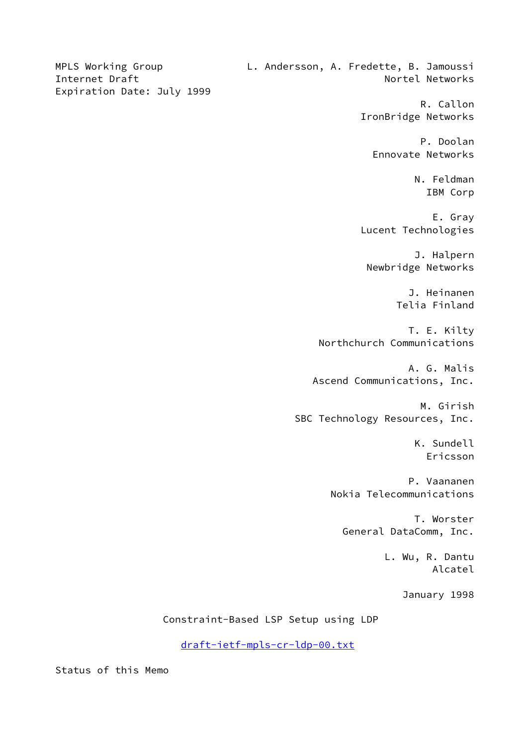MPLS Working Group
Internet Draft
Expiration Date: July 1999

L. Andersson, A. Fredette, B. Jamoussi
Nortel Networks

R. Callon
IronBridge Networks

P. Doolan
Ennovate Networks

N. Feldman
IBM Corp

E. Gray
Lucent Technologies

J. Halpern
Newbridge Networks

J. Heinanen
Telia Finland

T. E. Kilty
Northchurch Communications

A. G. Malis
Ascend Communications, Inc.

M. Girish
SBC Technology Resources, Inc.

K. Sundell
Ericsson

P. Vaananen
Nokia Telecommunications

T. Worster
General DataComm, Inc.

L. Wu, R. Dantu
Alcatel

January 1998

# Constraint-Based LSP Setup using LDP

draft-ietf-mpls-cr-ldp-00.txt

## Status of this Memo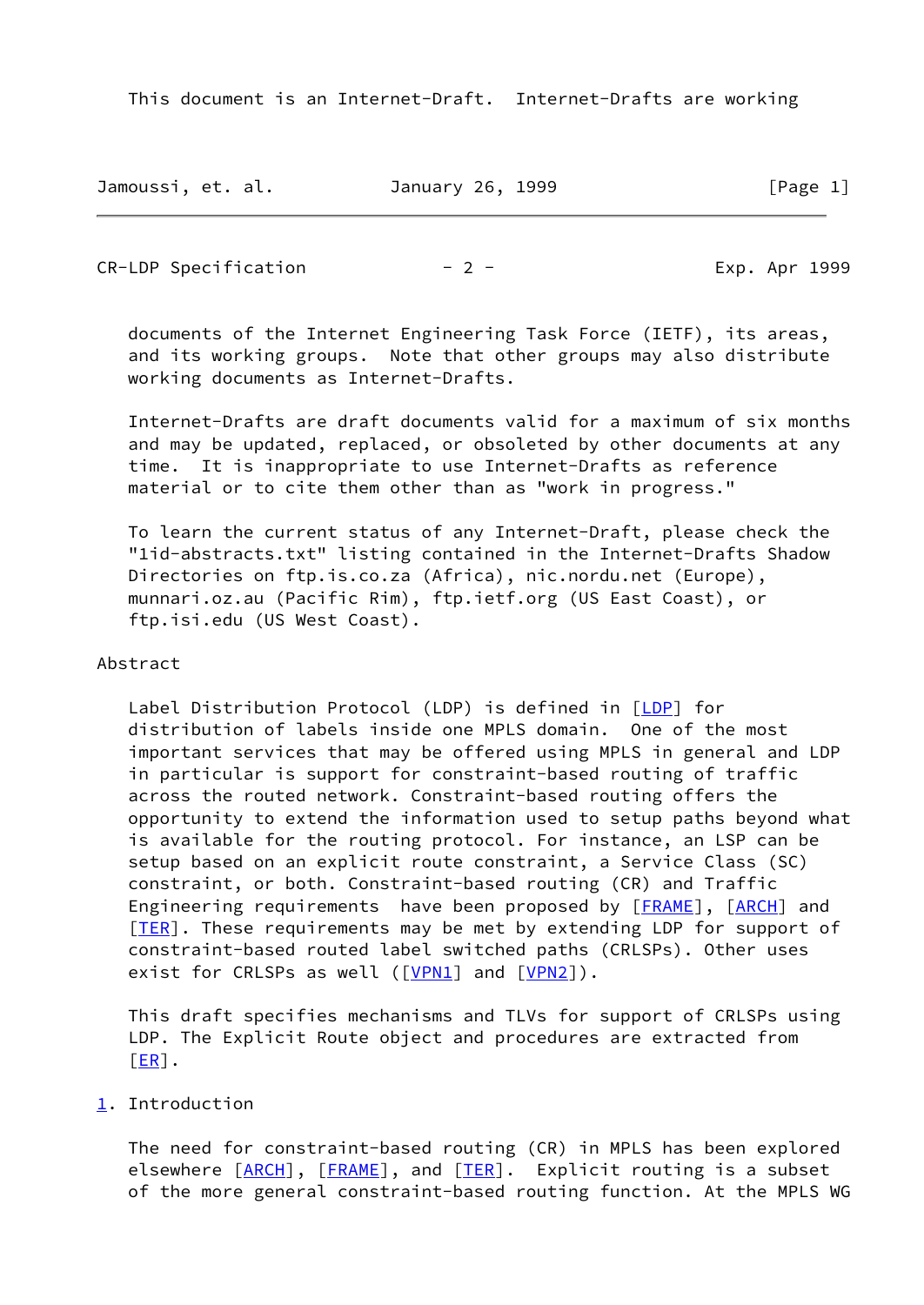This document is an Internet-Draft. Internet-Drafts are working

documents of the Internet Engineering Task Force (IETF), its areas, and its working groups. Note that other groups may also distribute working documents as Internet-Drafts.

Internet-Drafts are draft documents valid for a maximum of six months and may be updated, replaced, or obsoleted by other documents at any time. It is inappropriate to use Internet-Drafts as reference material or to cite them other than as "work in progress."

To learn the current status of any Internet-Draft, please check the "1id-abstracts.txt" listing contained in the Internet-Drafts Shadow Directories on ftp.is.co.za (Africa), nic.nordu.net (Europe), munnari.oz.au (Pacific Rim), ftp.ietf.org (US East Coast), or ftp.isi.edu (US West Coast).

## Abstract

Label Distribution Protocol (LDP) is defined in [LDP] for distribution of labels inside one MPLS domain. One of the most important services that may be offered using MPLS in general and LDP in particular is support for constraint-based routing of traffic across the routed network. Constraint-based routing offers the opportunity to extend the information used to setup paths beyond what is available for the routing protocol. For instance, an LSP can be setup based on an explicit route constraint, a Service Class (SC) constraint, or both. Constraint-based routing (CR) and Traffic Engineering requirements have been proposed by [FRAME], [ARCH] and [TER]. These requirements may be met by extending LDP for support of constraint-based routed label switched paths (CRLSPs). Other uses exist for CRLSPs as well ([VPN1] and [VPN2]).

This draft specifies mechanisms and TLVs for support of CRLSPs using LDP. The Explicit Route object and procedures are extracted from [ER].

## 1. Introduction

The need for constraint-based routing (CR) in MPLS has been explored elsewhere [ARCH], [FRAME], and [TER]. Explicit routing is a subset of the more general constraint-based routing function. At the MPLS WG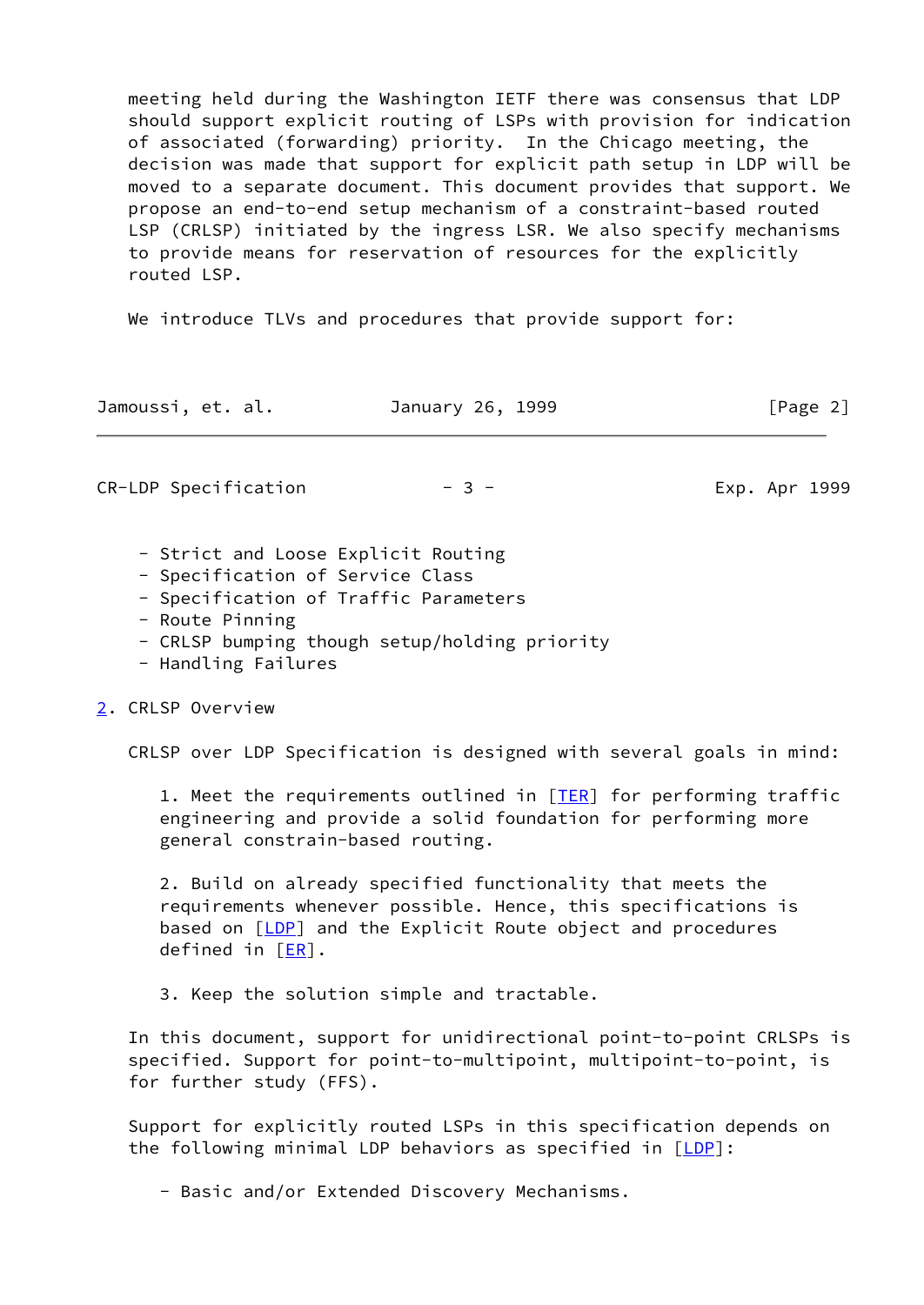meeting held during the Washington IETF there was consensus that LDP should support explicit routing of LSPs with provision for indication of associated (forwarding) priority. In the Chicago meeting, the decision was made that support for explicit path setup in LDP will be moved to a separate document. This document provides that support. We propose an end-to-end setup mechanism of a constraint-based routed LSP (CRLSP) initiated by the ingress LSR. We also specify mechanisms to provide means for reservation of resources for the explicitly routed LSP.

We introduce TLVs and procedures that provide support for:

- Strict and Loose Explicit Routing
- Specification of Service Class
- Specification of Traffic Parameters
- Route Pinning
- CRLSP bumping though setup/holding priority
- Handling Failures

## 2. CRLSP Overview

CRLSP over LDP Specification is designed with several goals in mind:

1. Meet the requirements outlined in [TER] for performing traffic engineering and provide a solid foundation for performing more general constrain-based routing.

2. Build on already specified functionality that meets the requirements whenever possible. Hence, this specifications is based on [LDP] and the Explicit Route object and procedures defined in [ER].

3. Keep the solution simple and tractable.

In this document, support for unidirectional point-to-point CRLSPs is specified. Support for point-to-multipoint, multipoint-to-point, is for further study (FFS).

Support for explicitly routed LSPs in this specification depends on the following minimal LDP behaviors as specified in [LDP]:

- Basic and/or Extended Discovery Mechanisms.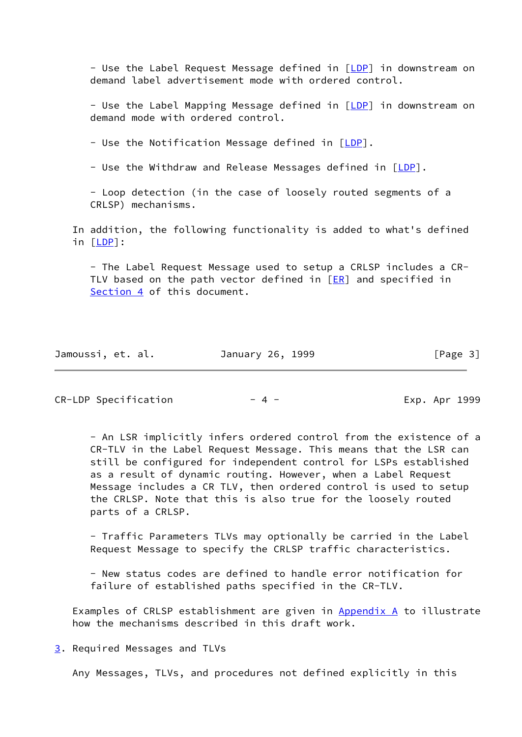- Use the Label Request Message defined in [LDP] in downstream on demand label advertisement mode with ordered control.

- Use the Label Mapping Message defined in [LDP] in downstream on demand mode with ordered control.

- Use the Notification Message defined in [LDP].

- Use the Withdraw and Release Messages defined in [LDP].

- Loop detection (in the case of loosely routed segments of a CRLSP) mechanisms.

In addition, the following functionality is added to what's defined in [LDP]:

- The Label Request Message used to setup a CRLSP includes a CR-TLV based on the path vector defined in [ER] and specified in Section 4 of this document.

- An LSR implicitly infers ordered control from the existence of a CR-TLV in the Label Request Message. This means that the LSR can still be configured for independent control for LSPs established as a result of dynamic routing. However, when a Label Request Message includes a CR TLV, then ordered control is used to setup the CRLSP. Note that this is also true for the loosely routed parts of a CRLSP.

- Traffic Parameters TLVs may optionally be carried in the Label Request Message to specify the CRLSP traffic characteristics.

- New status codes are defined to handle error notification for failure of established paths specified in the CR-TLV.

Examples of CRLSP establishment are given in Appendix A to illustrate how the mechanisms described in this draft work.

## 3. Required Messages and TLVs

Any Messages, TLVs, and procedures not defined explicitly in this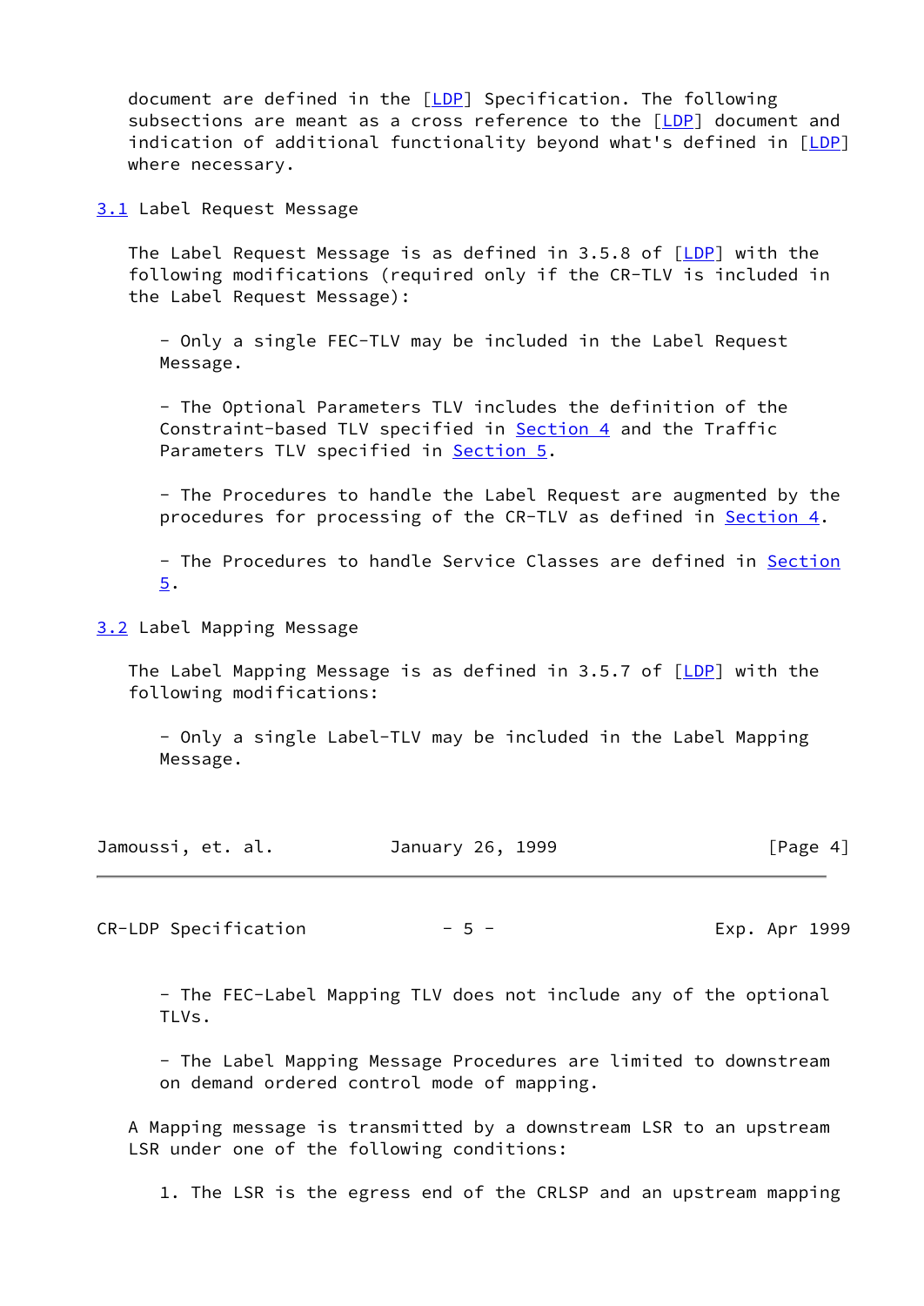document are defined in the [LDP] Specification. The following subsections are meant as a cross reference to the [LDP] document and indication of additional functionality beyond what's defined in [LDP] where necessary.

### 3.1 Label Request Message

The Label Request Message is as defined in 3.5.8 of [LDP] with the following modifications (required only if the CR-TLV is included in the Label Request Message):

- Only a single FEC-TLV may be included in the Label Request Message.

- The Optional Parameters TLV includes the definition of the Constraint-based TLV specified in Section 4 and the Traffic Parameters TLV specified in Section 5.

- The Procedures to handle the Label Request are augmented by the procedures for processing of the CR-TLV as defined in Section 4.

- The Procedures to handle Service Classes are defined in Section 5.

### 3.2 Label Mapping Message

The Label Mapping Message is as defined in 3.5.7 of [LDP] with the following modifications:

- Only a single Label-TLV may be included in the Label Mapping Message.

- The FEC-Label Mapping TLV does not include any of the optional TLVs.

- The Label Mapping Message Procedures are limited to downstream on demand ordered control mode of mapping.

A Mapping message is transmitted by a downstream LSR to an upstream LSR under one of the following conditions:

1. The LSR is the egress end of the CRLSP and an upstream mapping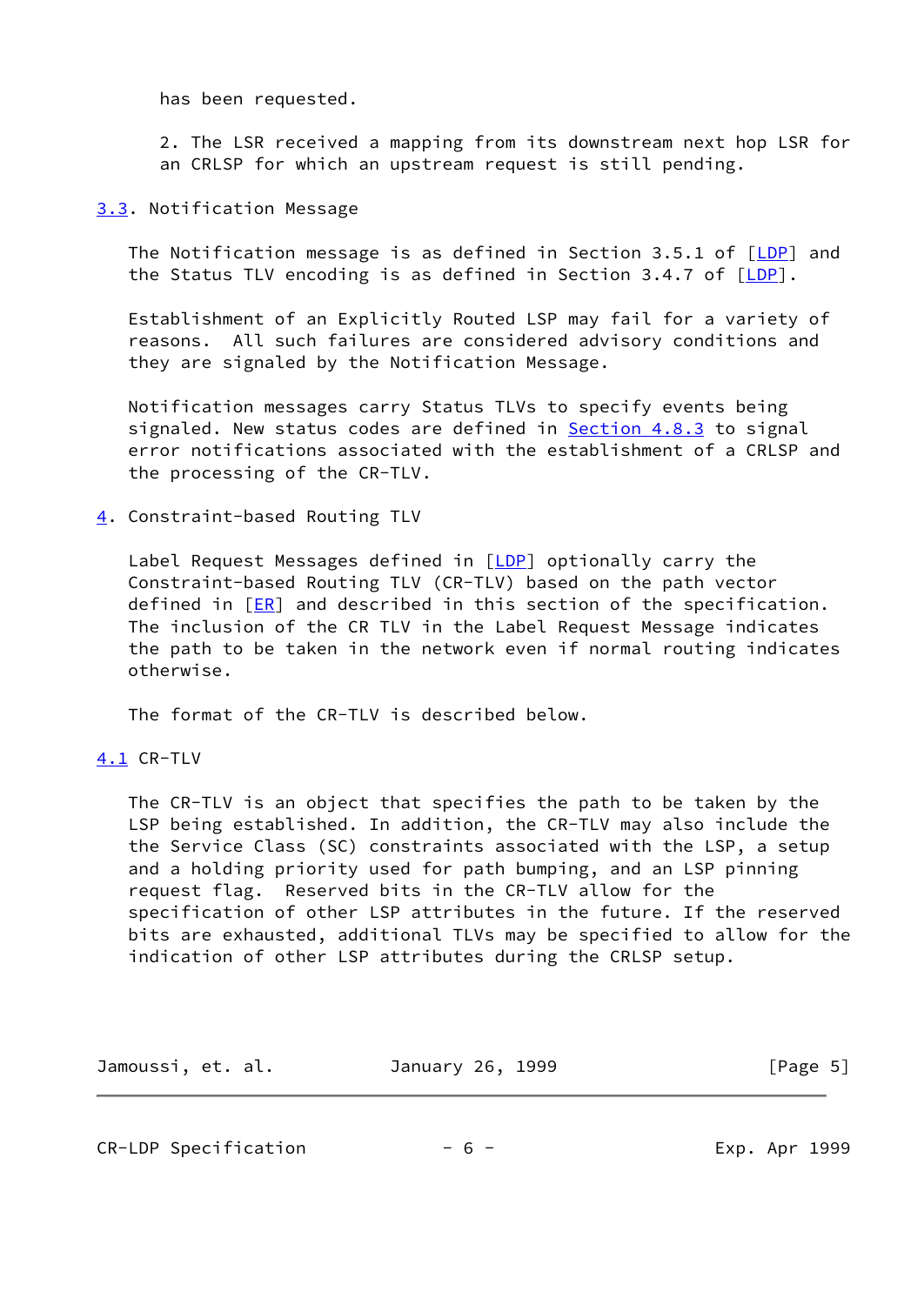has been requested.

2. The LSR received a mapping from its downstream next hop LSR for an CRLSP for which an upstream request is still pending.

## 3.3. Notification Message

The Notification message is as defined in Section 3.5.1 of [LDP] and the Status TLV encoding is as defined in Section 3.4.7 of [LDP].

Establishment of an Explicitly Routed LSP may fail for a variety of reasons. All such failures are considered advisory conditions and they are signaled by the Notification Message.

Notification messages carry Status TLVs to specify events being signaled. New status codes are defined in Section 4.8.3 to signal error notifications associated with the establishment of a CRLSP and the processing of the CR-TLV.

# 4. Constraint-based Routing TLV

Label Request Messages defined in [LDP] optionally carry the Constraint-based Routing TLV (CR-TLV) based on the path vector defined in [ER] and described in this section of the specification. The inclusion of the CR TLV in the Label Request Message indicates the path to be taken in the network even if normal routing indicates otherwise.

The format of the CR-TLV is described below.

## 4.1 CR-TLV

The CR-TLV is an object that specifies the path to be taken by the LSP being established. In addition, the CR-TLV may also include the the Service Class (SC) constraints associated with the LSP, a setup and a holding priority used for path bumping, and an LSP pinning request flag. Reserved bits in the CR-TLV allow for the specification of other LSP attributes in the future. If the reserved bits are exhausted, additional TLVs may be specified to allow for the indication of other LSP attributes during the CRLSP setup.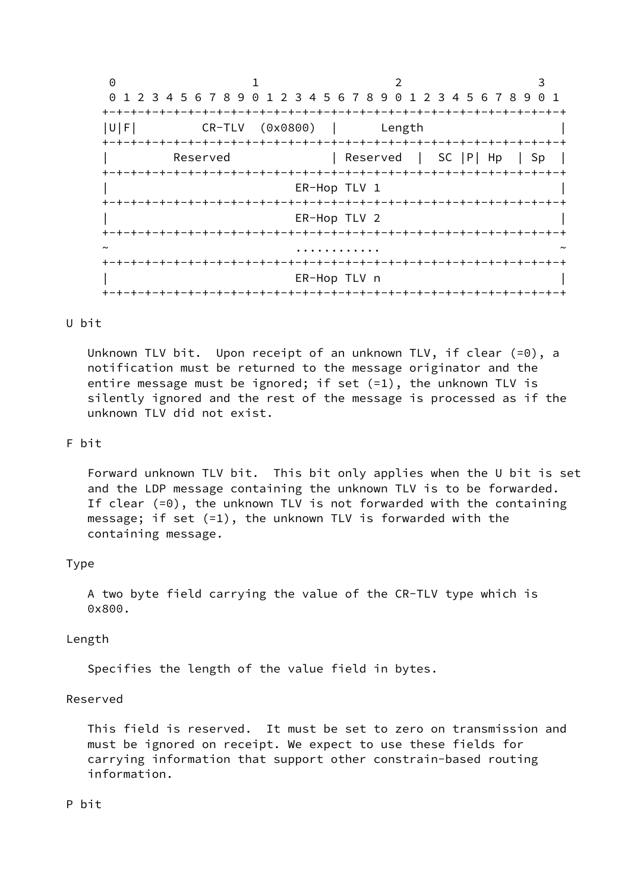```
 0                   1                   2                   3
 0 1 2 3 4 5 6 7 8 9 0 1 2 3 4 5 6 7 8 9 0 1 2 3 4 5 6 7 8 9 0 1
+-+-+-+-+-+-+-+-+-+-+-+-+-+-+-+-+-+-+-+-+-+-+-+-+-+-+-+-+-+-+-+-+
|U|F|         CR-TLV  (0x0800)  |      Length                   |
+-+-+-+-+-+-+-+-+-+-+-+-+-+-+-+-+-+-+-+-+-+-+-+-+-+-+-+-+-+-+-+-+
|         Reserved              | Reserved  |  SC |P| Hp  | Sp  |
+-+-+-+-+-+-+-+-+-+-+-+-+-+-+-+-+-+-+-+-+-+-+-+-+-+-+-+-+-+-+-+-+
|                          ER-Hop TLV 1                         |
+-+-+-+-+-+-+-+-+-+-+-+-+-+-+-+-+-+-+-+-+-+-+-+-+-+-+-+-+-+-+-+-+
|                          ER-Hop TLV 2                         |
+-+-+-+-+-+-+-+-+-+-+-+-+-+-+-+-+-+-+-+-+-+-+-+-+-+-+-+-+-+-+-+-+
~                          ............                         ~
+-+-+-+-+-+-+-+-+-+-+-+-+-+-+-+-+-+-+-+-+-+-+-+-+-+-+-+-+-+-+-+-+
|                          ER-Hop TLV n                         |
+-+-+-+-+-+-+-+-+-+-+-+-+-+-+-+-+-+-+-+-+-+-+-+-+-+-+-+-+-+-+-+-+
```

U bit

Unknown TLV bit. Upon receipt of an unknown TLV, if clear (=0), a notification must be returned to the message originator and the entire message must be ignored; if set (=1), the unknown TLV is silently ignored and the rest of the message is processed as if the unknown TLV did not exist.

F bit

Forward unknown TLV bit. This bit only applies when the U bit is set and the LDP message containing the unknown TLV is to be forwarded. If clear (=0), the unknown TLV is not forwarded with the containing message; if set (=1), the unknown TLV is forwarded with the containing message.

Type

A two byte field carrying the value of the CR-TLV type which is 0x800.

Length

Specifies the length of the value field in bytes.

Reserved

This field is reserved. It must be set to zero on transmission and must be ignored on receipt. We expect to use these fields for carrying information that support other constrain-based routing information.

P bit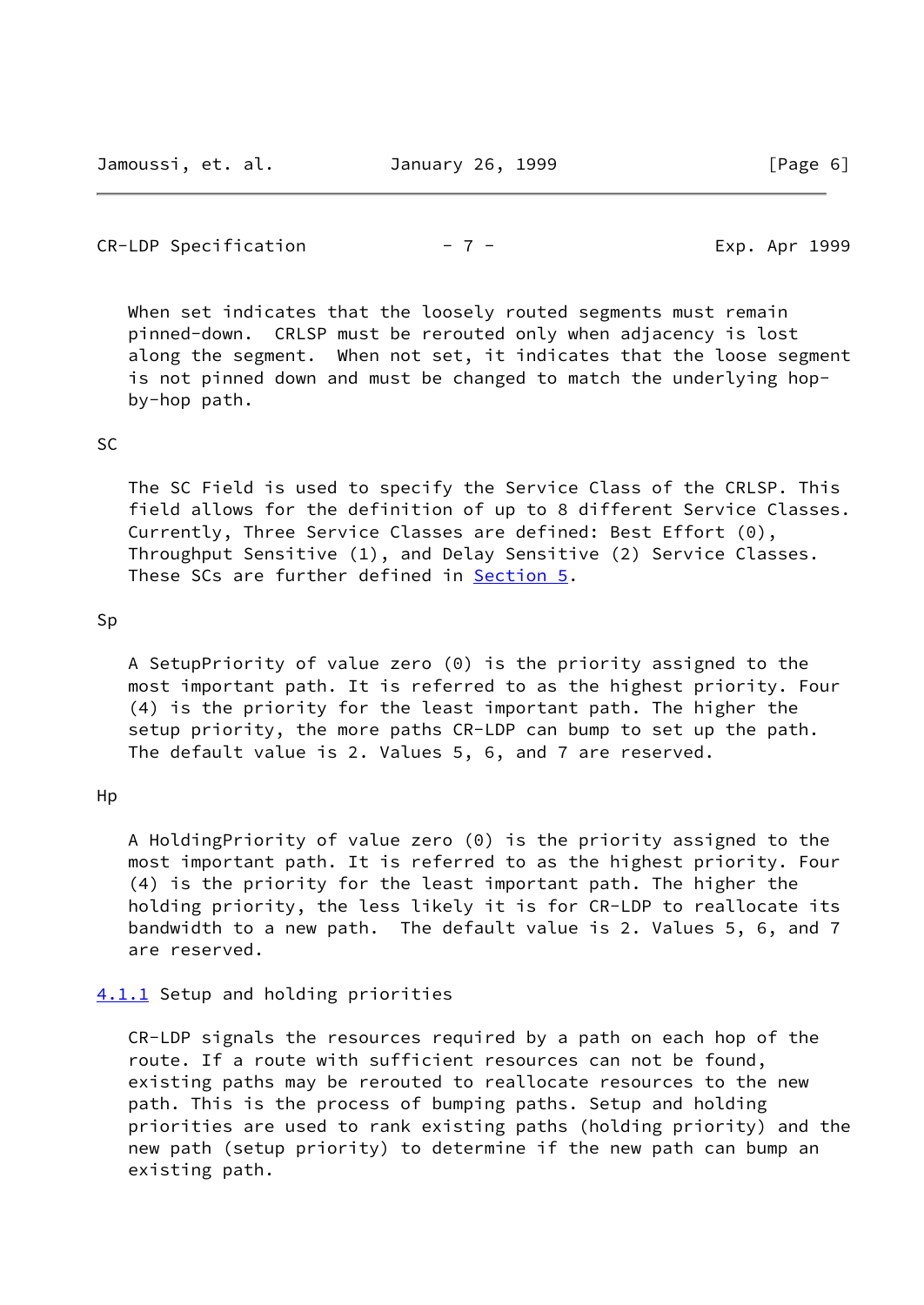When set indicates that the loosely routed segments must remain pinned-down. CRLSP must be rerouted only when adjacency is lost along the segment. When not set, it indicates that the loose segment is not pinned down and must be changed to match the underlying hop-by-hop path.

SC

The SC Field is used to specify the Service Class of the CRLSP. This field allows for the definition of up to 8 different Service Classes. Currently, Three Service Classes are defined: Best Effort (0), Throughput Sensitive (1), and Delay Sensitive (2) Service Classes. These SCs are further defined in Section 5.

Sp

A SetupPriority of value zero (0) is the priority assigned to the most important path. It is referred to as the highest priority. Four (4) is the priority for the least important path. The higher the setup priority, the more paths CR-LDP can bump to set up the path. The default value is 2. Values 5, 6, and 7 are reserved.

Hp

A HoldingPriority of value zero (0) is the priority assigned to the most important path. It is referred to as the highest priority. Four (4) is the priority for the least important path. The higher the holding priority, the less likely it is for CR-LDP to reallocate its bandwidth to a new path. The default value is 2. Values 5, 6, and 7 are reserved.

### 4.1.1 Setup and holding priorities

CR-LDP signals the resources required by a path on each hop of the route. If a route with sufficient resources can not be found, existing paths may be rerouted to reallocate resources to the new path. This is the process of bumping paths. Setup and holding priorities are used to rank existing paths (holding priority) and the new path (setup priority) to determine if the new path can bump an existing path.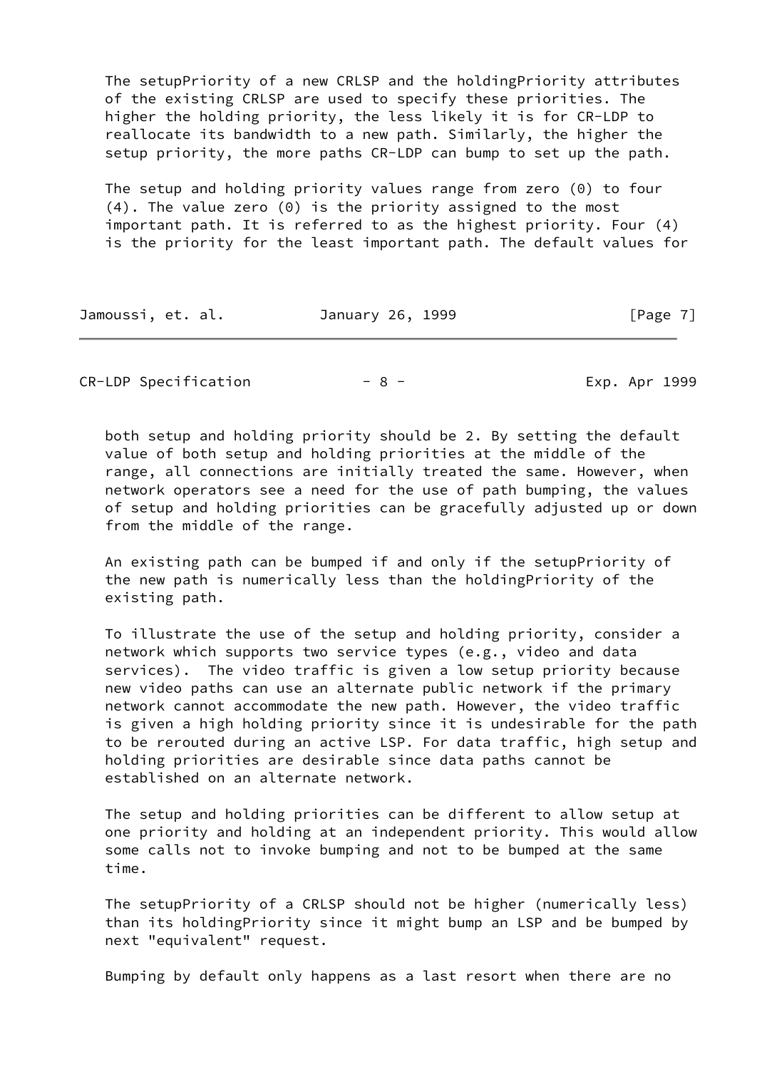The setupPriority of a new CRLSP and the holdingPriority attributes of the existing CRLSP are used to specify these priorities. The higher the holding priority, the less likely it is for CR-LDP to reallocate its bandwidth to a new path. Similarly, the higher the setup priority, the more paths CR-LDP can bump to set up the path.

The setup and holding priority values range from zero (0) to four (4). The value zero (0) is the priority assigned to the most important path. It is referred to as the highest priority. Four (4) is the priority for the least important path. The default values for both setup and holding priority should be 2. By setting the default value of both setup and holding priorities at the middle of the range, all connections are initially treated the same. However, when network operators see a need for the use of path bumping, the values of setup and holding priorities can be gracefully adjusted up or down from the middle of the range.

An existing path can be bumped if and only if the setupPriority of the new path is numerically less than the holdingPriority of the existing path.

To illustrate the use of the setup and holding priority, consider a network which supports two service types (e.g., video and data services). The video traffic is given a low setup priority because new video paths can use an alternate public network if the primary network cannot accommodate the new path. However, the video traffic is given a high holding priority since it is undesirable for the path to be rerouted during an active LSP. For data traffic, high setup and holding priorities are desirable since data paths cannot be established on an alternate network.

The setup and holding priorities can be different to allow setup at one priority and holding at an independent priority. This would allow some calls not to invoke bumping and not to be bumped at the same time.

The setupPriority of a CRLSP should not be higher (numerically less) than its holdingPriority since it might bump an LSP and be bumped by next "equivalent" request.

Bumping by default only happens as a last resort when there are no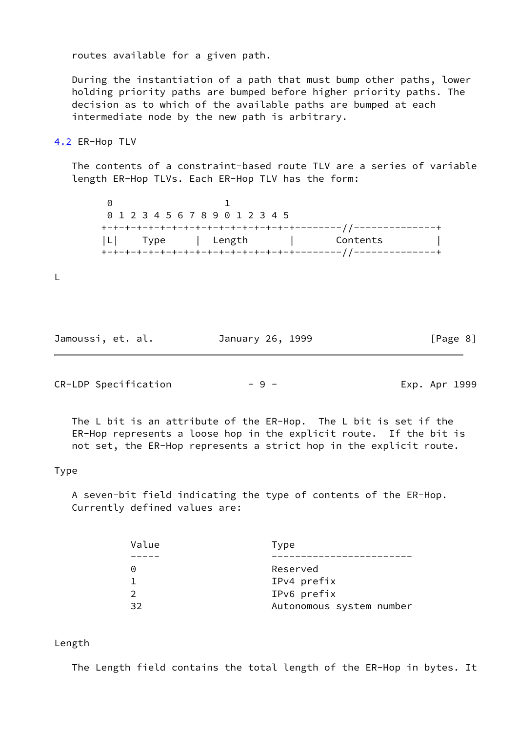routes available for a given path.

During the instantiation of a path that must bump other paths, lower holding priority paths are bumped before higher priority paths. The decision as to which of the available paths are bumped at each intermediate node by the new path is arbitrary.

### 4.2 ER-Hop TLV

The contents of a constraint-based route TLV are a series of variable length ER-Hop TLVs. Each ER-Hop TLV has the form:

```
 0                   1
 0 1 2 3 4 5 6 7 8 9 0 1 2 3 4 5
+-+-+-+-+-+-+-+-+-+-+-+-+-+-+-+-+---------//--------------+
|L|    Type     |  Length       |       Contents          |
+-+-+-+-+-+-+-+-+-+-+-+-+-+-+-+-+---------//--------------+
```

L

The L bit is an attribute of the ER-Hop. The L bit is set if the ER-Hop represents a loose hop in the explicit route. If the bit is not set, the ER-Hop represents a strict hop in the explicit route.

Type

A seven-bit field indicating the type of contents of the ER-Hop. Currently defined values are:

| Value | Type |
|---|---|
| 0 | Reserved |
| 1 | IPv4 prefix |
| 2 | IPv6 prefix |
| 32 | Autonomous system number |

Length

The Length field contains the total length of the ER-Hop in bytes. It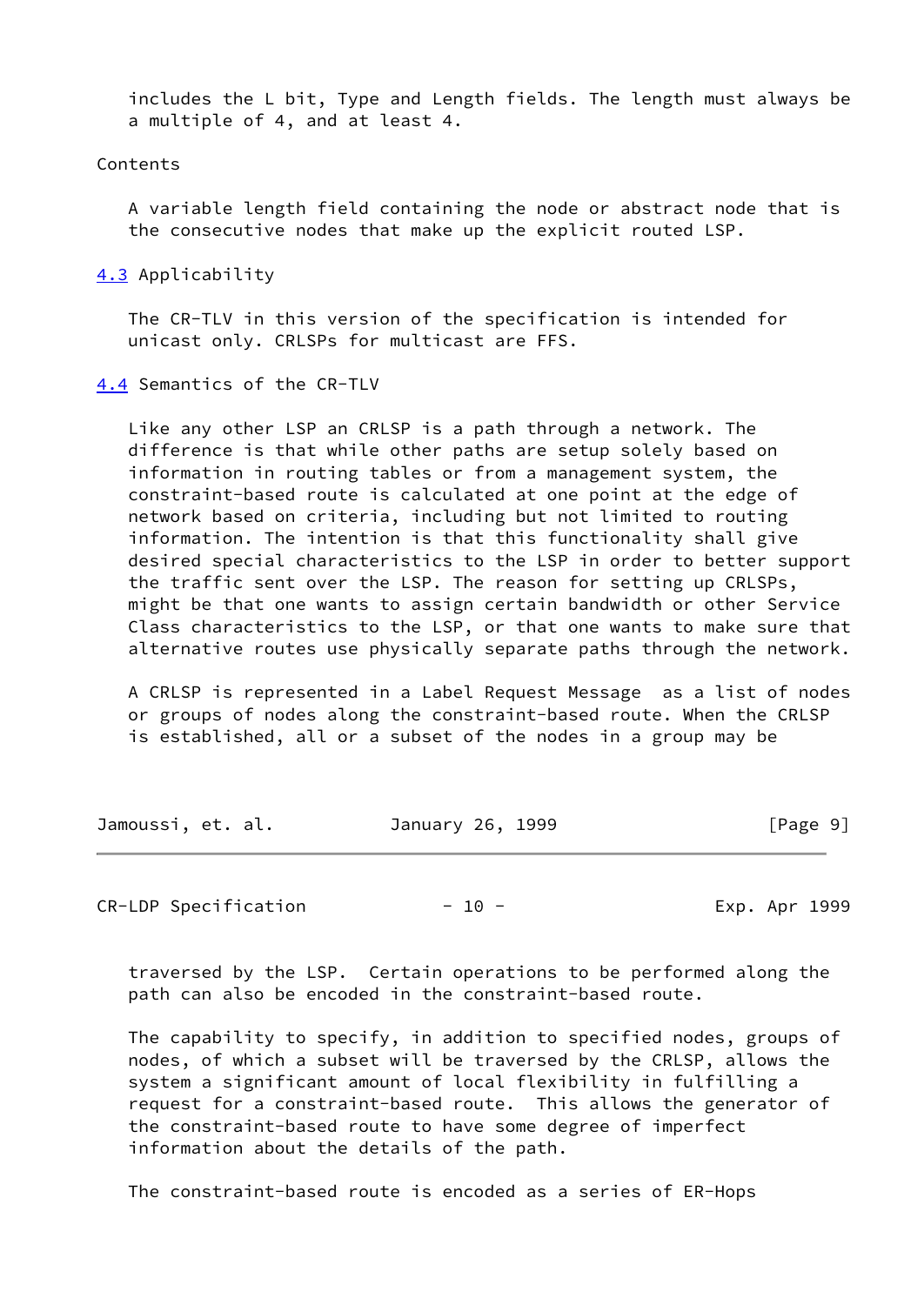includes the L bit, Type and Length fields. The length must always be a multiple of 4, and at least 4.

Contents

A variable length field containing the node or abstract node that is the consecutive nodes that make up the explicit routed LSP.

## 4.3 Applicability

The CR-TLV in this version of the specification is intended for unicast only. CRLSPs for multicast are FFS.

## 4.4 Semantics of the CR-TLV

Like any other LSP an CRLSP is a path through a network. The difference is that while other paths are setup solely based on information in routing tables or from a management system, the constraint-based route is calculated at one point at the edge of network based on criteria, including but not limited to routing information. The intention is that this functionality shall give desired special characteristics to the LSP in order to better support the traffic sent over the LSP. The reason for setting up CRLSPs, might be that one wants to assign certain bandwidth or other Service Class characteristics to the LSP, or that one wants to make sure that alternative routes use physically separate paths through the network.

A CRLSP is represented in a Label Request Message as a list of nodes or groups of nodes along the constraint-based route. When the CRLSP is established, all or a subset of the nodes in a group may be traversed by the LSP. Certain operations to be performed along the path can also be encoded in the constraint-based route.

The capability to specify, in addition to specified nodes, groups of nodes, of which a subset will be traversed by the CRLSP, allows the system a significant amount of local flexibility in fulfilling a request for a constraint-based route. This allows the generator of the constraint-based route to have some degree of imperfect information about the details of the path.

The constraint-based route is encoded as a series of ER-Hops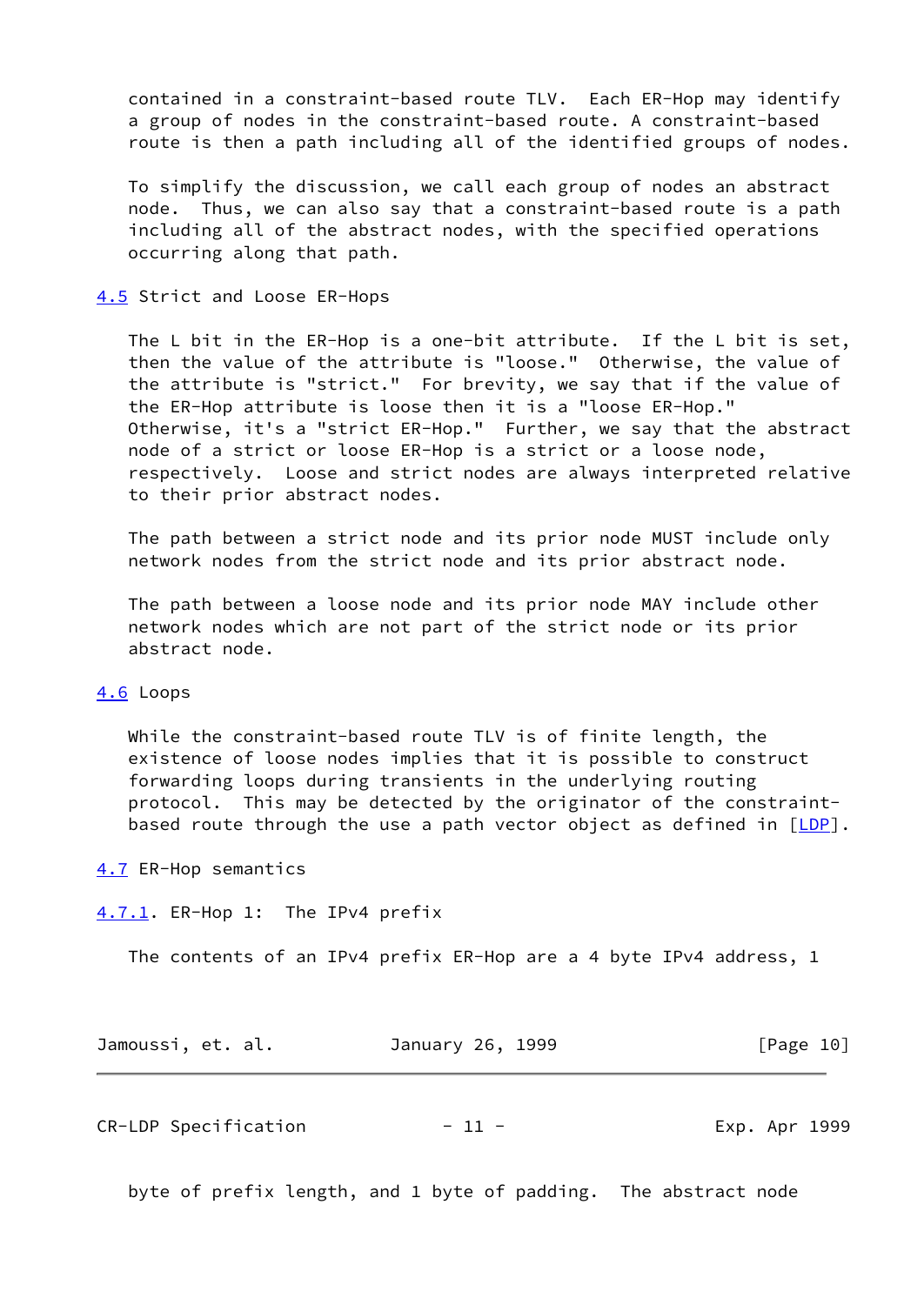contained in a constraint-based route TLV. Each ER-Hop may identify a group of nodes in the constraint-based route. A constraint-based route is then a path including all of the identified groups of nodes.

To simplify the discussion, we call each group of nodes an abstract node. Thus, we can also say that a constraint-based route is a path including all of the abstract nodes, with the specified operations occurring along that path.

## 4.5 Strict and Loose ER-Hops

The L bit in the ER-Hop is a one-bit attribute. If the L bit is set, then the value of the attribute is "loose." Otherwise, the value of the attribute is "strict." For brevity, we say that if the value of the ER-Hop attribute is loose then it is a "loose ER-Hop." Otherwise, it's a "strict ER-Hop." Further, we say that the abstract node of a strict or loose ER-Hop is a strict or a loose node, respectively. Loose and strict nodes are always interpreted relative to their prior abstract nodes.

The path between a strict node and its prior node MUST include only network nodes from the strict node and its prior abstract node.

The path between a loose node and its prior node MAY include other network nodes which are not part of the strict node or its prior abstract node.

## 4.6 Loops

While the constraint-based route TLV is of finite length, the existence of loose nodes implies that it is possible to construct forwarding loops during transients in the underlying routing protocol. This may be detected by the originator of the constraint-based route through the use a path vector object as defined in [LDP].

## 4.7 ER-Hop semantics

### 4.7.1. ER-Hop 1: The IPv4 prefix

The contents of an IPv4 prefix ER-Hop are a 4 byte IPv4 address, 1 byte of prefix length, and 1 byte of padding. The abstract node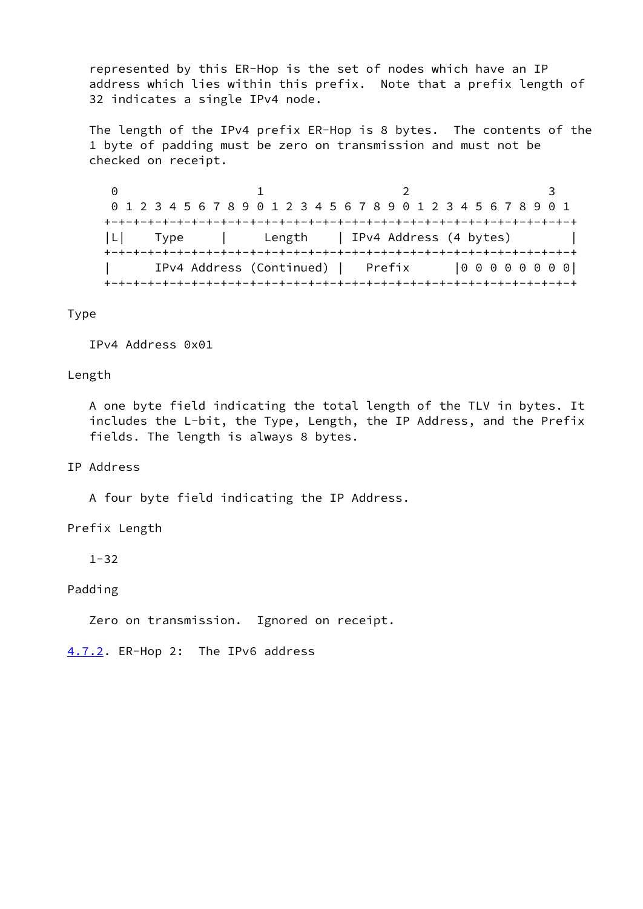represented by this ER-Hop is the set of nodes which have an IP address which lies within this prefix.  Note that a prefix length of 32 indicates a single IPv4 node.

The length of the IPv4 prefix ER-Hop is 8 bytes.  The contents of the 1 byte of padding must be zero on transmission and must not be checked on receipt.

```
 0                   1                   2                   3
 0 1 2 3 4 5 6 7 8 9 0 1 2 3 4 5 6 7 8 9 0 1 2 3 4 5 6 7 8 9 0 1
+-+-+-+-+-+-+-+-+-+-+-+-+-+-+-+-+-+-+-+-+-+-+-+-+-+-+-+-+-+-+-+-+
|L|    Type     |     Length    | IPv4 Address (4 bytes)        |
+-+-+-+-+-+-+-+-+-+-+-+-+-+-+-+-+-+-+-+-+-+-+-+-+-+-+-+-+-+-+-+-+
|      IPv4 Address (Continued) |   Prefix      |0 0 0 0 0 0 0 0|
+-+-+-+-+-+-+-+-+-+-+-+-+-+-+-+-+-+-+-+-+-+-+-+-+-+-+-+-+-+-+-+-+
```

Type

IPv4 Address 0x01

Length

A one byte field indicating the total length of the TLV in bytes. It includes the L-bit, the Type, Length, the IP Address, and the Prefix fields. The length is always 8 bytes.

IP Address

A four byte field indicating the IP Address.

Prefix Length

1-32

Padding

Zero on transmission.  Ignored on receipt.

### 4.7.2. ER-Hop 2:  The IPv6 address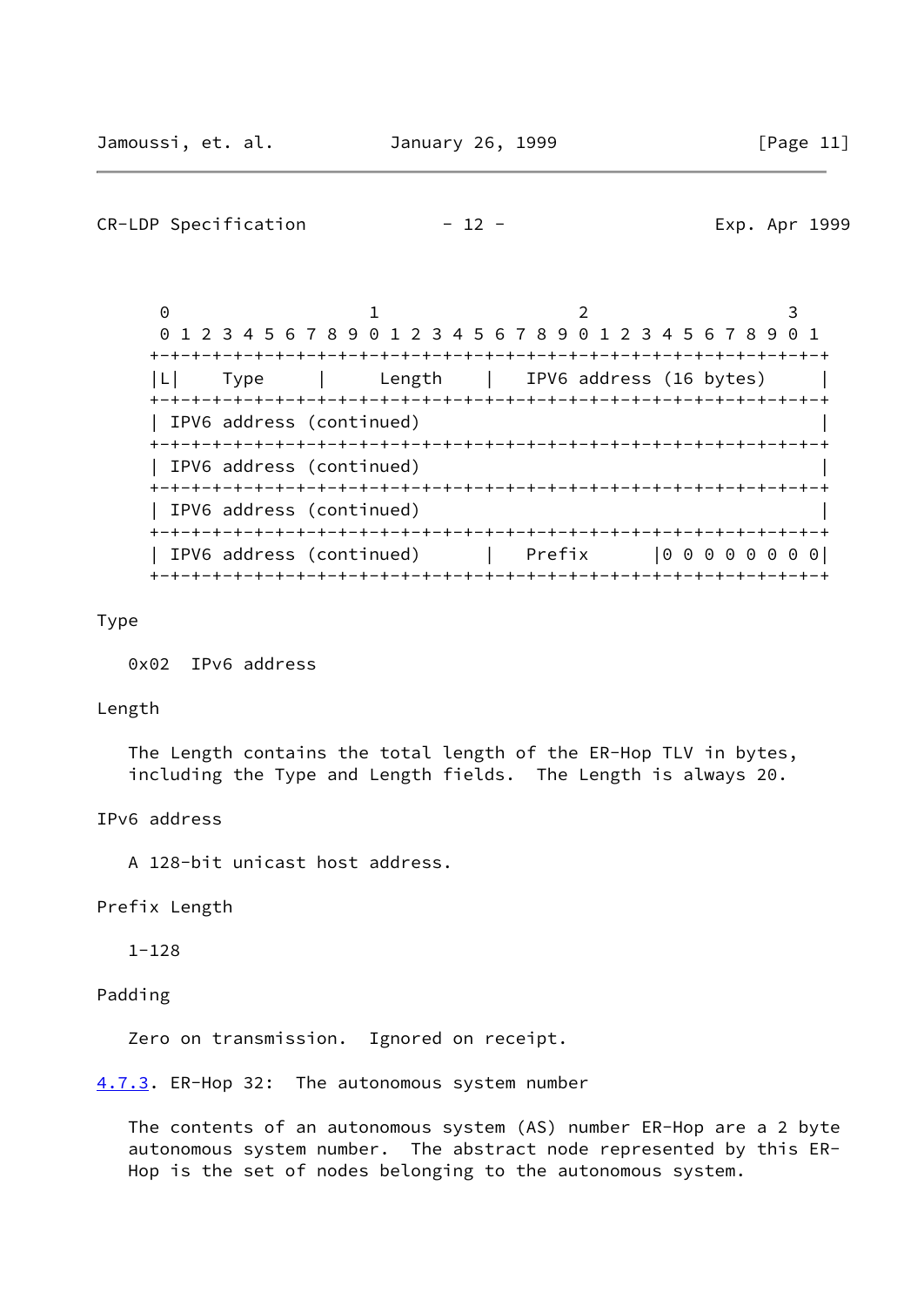```
 0                   1                   2                   3
 0 1 2 3 4 5 6 7 8 9 0 1 2 3 4 5 6 7 8 9 0 1 2 3 4 5 6 7 8 9 0 1
+-+-+-+-+-+-+-+-+-+-+-+-+-+-+-+-+-+-+-+-+-+-+-+-+-+-+-+-+-+-+-+-+
|L|    Type     |      Length     |   IPV6 address (16 bytes)     |
+-+-+-+-+-+-+-+-+-+-+-+-+-+-+-+-+-+-+-+-+-+-+-+-+-+-+-+-+-+-+-+-+
| IPV6 address (continued)                                      |
+-+-+-+-+-+-+-+-+-+-+-+-+-+-+-+-+-+-+-+-+-+-+-+-+-+-+-+-+-+-+-+-+
| IPV6 address (continued)                                      |
+-+-+-+-+-+-+-+-+-+-+-+-+-+-+-+-+-+-+-+-+-+-+-+-+-+-+-+-+-+-+-+-+
| IPV6 address (continued)                                      |
+-+-+-+-+-+-+-+-+-+-+-+-+-+-+-+-+-+-+-+-+-+-+-+-+-+-+-+-+-+-+-+-+
| IPV6 address (continued)      |   Prefix      |0 0 0 0 0 0 0 0|
+-+-+-+-+-+-+-+-+-+-+-+-+-+-+-+-+-+-+-+-+-+-+-+-+-+-+-+-+-+-+-+-+
```

Type

   0x02  IPv6 address

Length

   The Length contains the total length of the ER-Hop TLV in bytes, including the Type and Length fields.  The Length is always 20.

IPv6 address

   A 128-bit unicast host address.

Prefix Length

   1-128

Padding

   Zero on transmission.  Ignored on receipt.

4.7.3. ER-Hop 32:  The autonomous system number

   The contents of an autonomous system (AS) number ER-Hop are a 2 byte autonomous system number.  The abstract node represented by this ER-Hop is the set of nodes belonging to the autonomous system.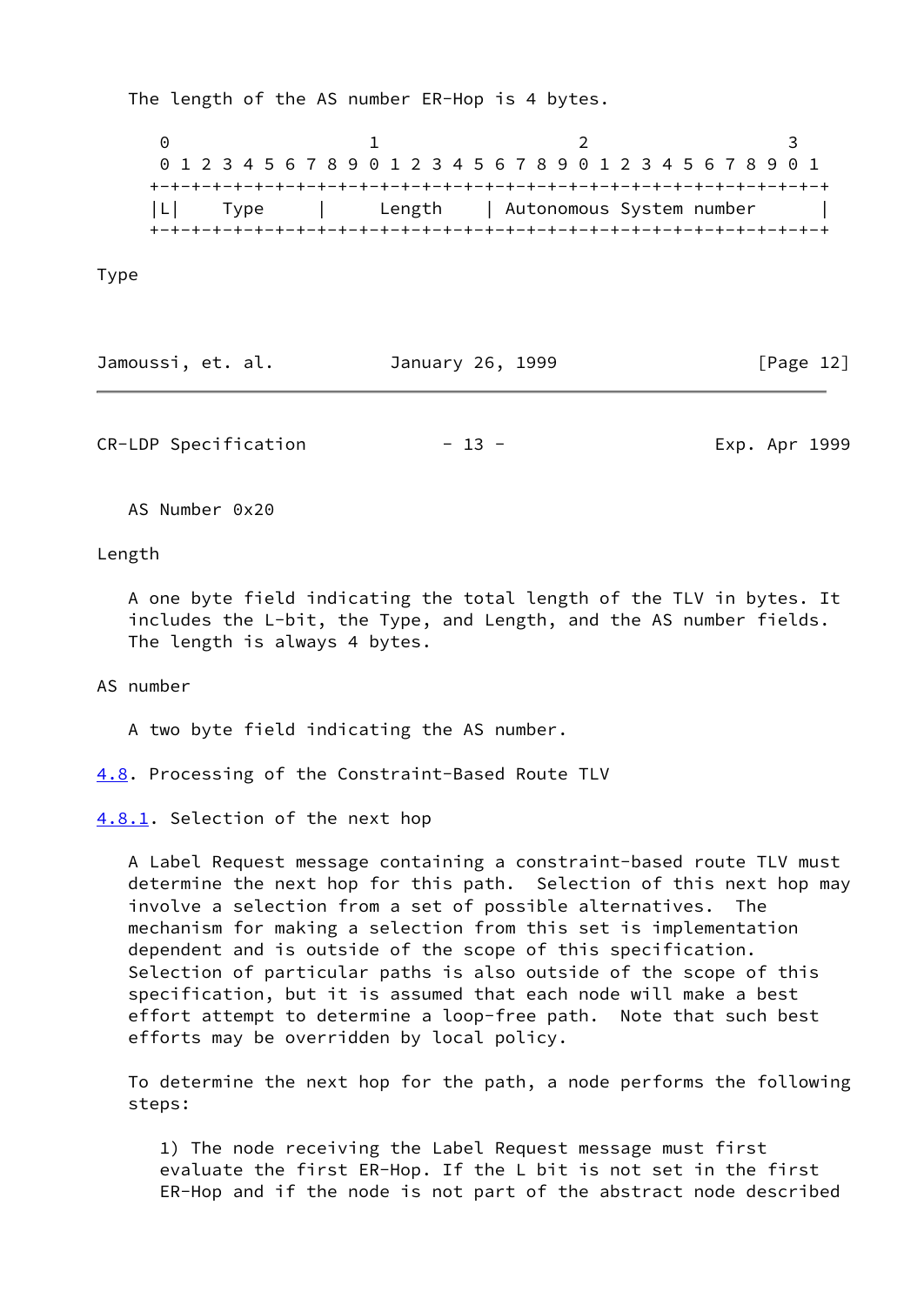The length of the AS number ER-Hop is 4 bytes.

```
 0                   1                   2                   3
 0 1 2 3 4 5 6 7 8 9 0 1 2 3 4 5 6 7 8 9 0 1 2 3 4 5 6 7 8 9 0 1
+-+-+-+-+-+-+-+-+-+-+-+-+-+-+-+-+-+-+-+-+-+-+-+-+-+-+-+-+-+-+-+-+
|L|    Type     |      Length   | Autonomous System number      |
+-+-+-+-+-+-+-+-+-+-+-+-+-+-+-+-+-+-+-+-+-+-+-+-+-+-+-+-+-+-+-+-+
```

Type

AS Number 0x20

Length

A one byte field indicating the total length of the TLV in bytes. It includes the L-bit, the Type, and Length, and the AS number fields. The length is always 4 bytes.

AS number

A two byte field indicating the AS number.

### 4.8. Processing of the Constraint-Based Route TLV

#### 4.8.1. Selection of the next hop

A Label Request message containing a constraint-based route TLV must determine the next hop for this path. Selection of this next hop may involve a selection from a set of possible alternatives. The mechanism for making a selection from this set is implementation dependent and is outside of the scope of this specification. Selection of particular paths is also outside of the scope of this specification, but it is assumed that each node will make a best effort attempt to determine a loop-free path. Note that such best efforts may be overridden by local policy.

To determine the next hop for the path, a node performs the following steps:

1) The node receiving the Label Request message must first evaluate the first ER-Hop. If the L bit is not set in the first ER-Hop and if the node is not part of the abstract node described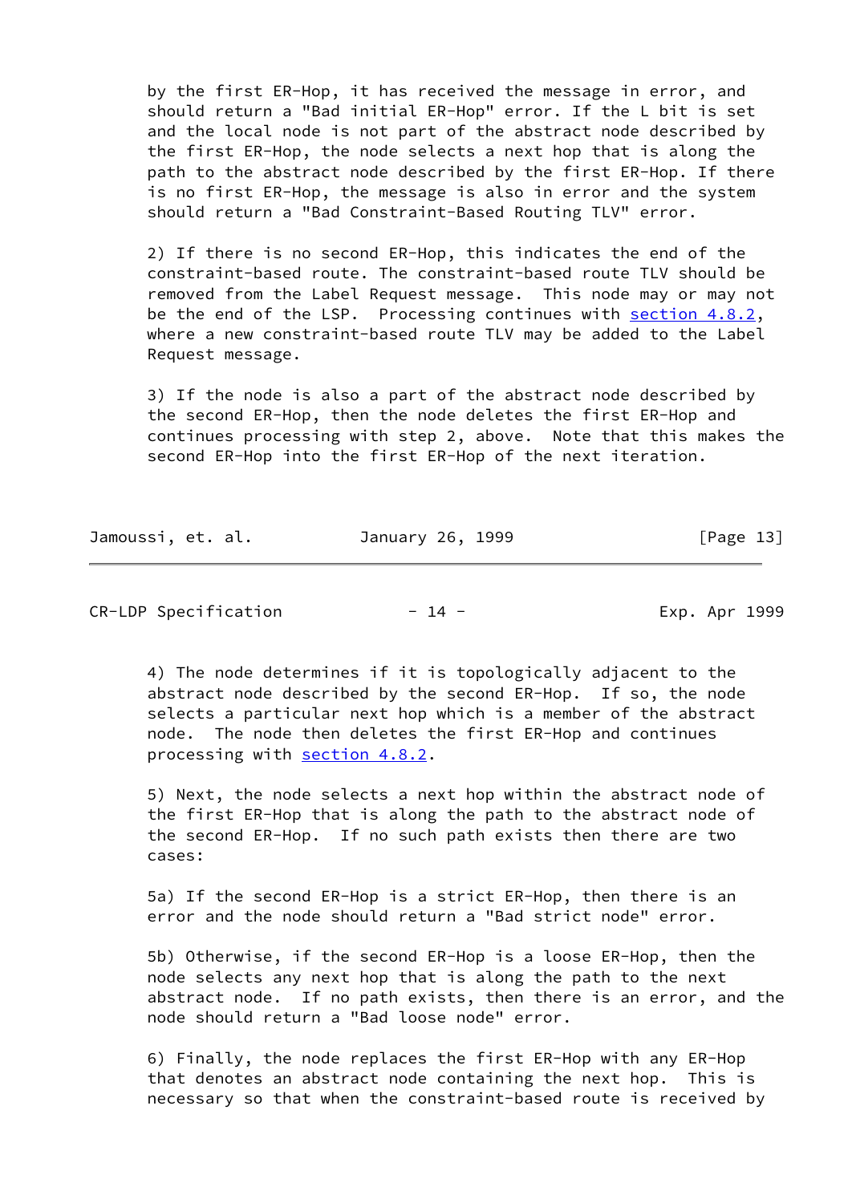by the first ER-Hop, it has received the message in error, and should return a "Bad initial ER-Hop" error. If the L bit is set and the local node is not part of the abstract node described by the first ER-Hop, the node selects a next hop that is along the path to the abstract node described by the first ER-Hop. If there is no first ER-Hop, the message is also in error and the system should return a "Bad Constraint-Based Routing TLV" error.

2) If there is no second ER-Hop, this indicates the end of the constraint-based route. The constraint-based route TLV should be removed from the Label Request message. This node may or may not be the end of the LSP. Processing continues with section 4.8.2, where a new constraint-based route TLV may be added to the Label Request message.

3) If the node is also a part of the abstract node described by the second ER-Hop, then the node deletes the first ER-Hop and continues processing with step 2, above. Note that this makes the second ER-Hop into the first ER-Hop of the next iteration.

4) The node determines if it is topologically adjacent to the abstract node described by the second ER-Hop. If so, the node selects a particular next hop which is a member of the abstract node. The node then deletes the first ER-Hop and continues processing with section 4.8.2.

5) Next, the node selects a next hop within the abstract node of the first ER-Hop that is along the path to the abstract node of the second ER-Hop. If no such path exists then there are two cases:

5a) If the second ER-Hop is a strict ER-Hop, then there is an error and the node should return a "Bad strict node" error.

5b) Otherwise, if the second ER-Hop is a loose ER-Hop, then the node selects any next hop that is along the path to the next abstract node. If no path exists, then there is an error, and the node should return a "Bad loose node" error.

6) Finally, the node replaces the first ER-Hop with any ER-Hop that denotes an abstract node containing the next hop. This is necessary so that when the constraint-based route is received by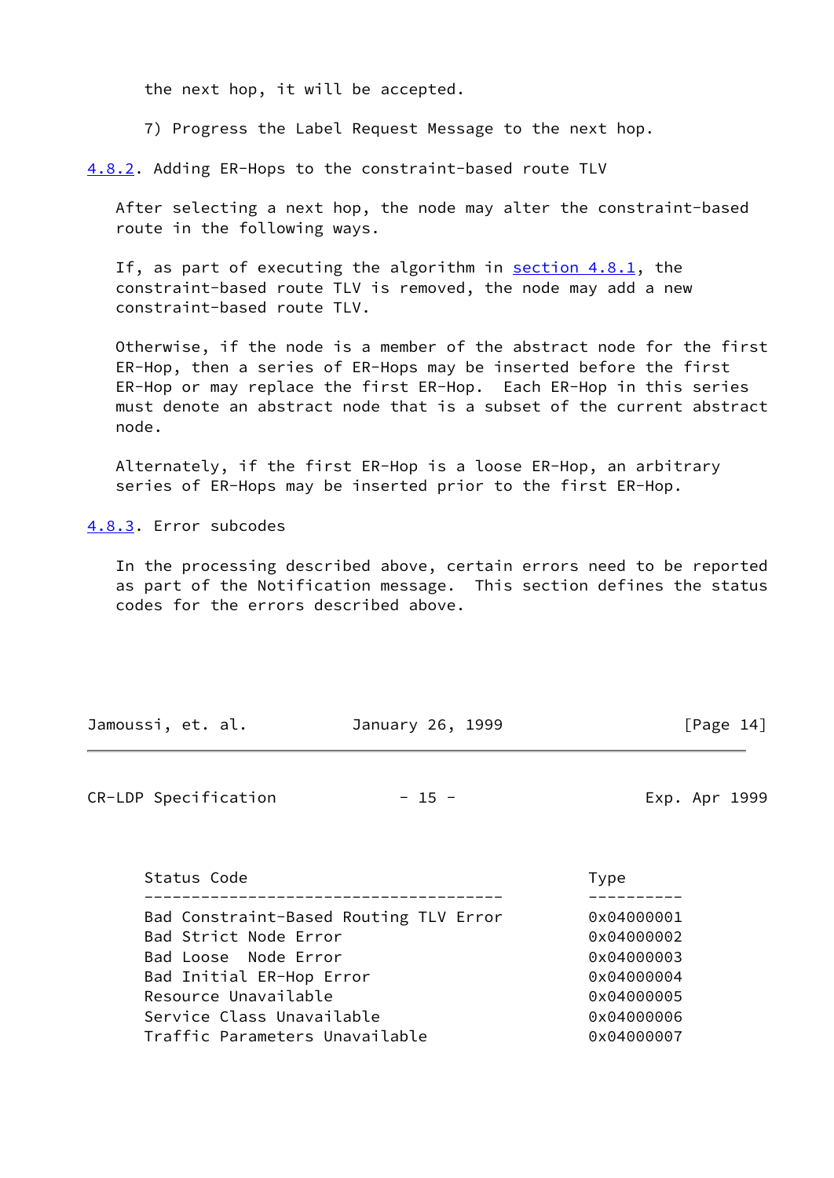the next hop, it will be accepted.

7) Progress the Label Request Message to the next hop.

### 4.8.2. Adding ER-Hops to the constraint-based route TLV

After selecting a next hop, the node may alter the constraint-based route in the following ways.

If, as part of executing the algorithm in section 4.8.1, the constraint-based route TLV is removed, the node may add a new constraint-based route TLV.

Otherwise, if the node is a member of the abstract node for the first ER-Hop, then a series of ER-Hops may be inserted before the first ER-Hop or may replace the first ER-Hop. Each ER-Hop in this series must denote an abstract node that is a subset of the current abstract node.

Alternately, if the first ER-Hop is a loose ER-Hop, an arbitrary series of ER-Hops may be inserted prior to the first ER-Hop.

### 4.8.3. Error subcodes

In the processing described above, certain errors need to be reported as part of the Notification message. This section defines the status codes for the errors described above.

| Status Code | Type |
|---|---|
| Bad Constraint-Based Routing TLV Error | 0x04000001 |
| Bad Strict Node Error | 0x04000002 |
| Bad Loose  Node Error | 0x04000003 |
| Bad Initial ER-Hop Error | 0x04000004 |
| Resource Unavailable | 0x04000005 |
| Service Class Unavailable | 0x04000006 |
| Traffic Parameters Unavailable | 0x04000007 |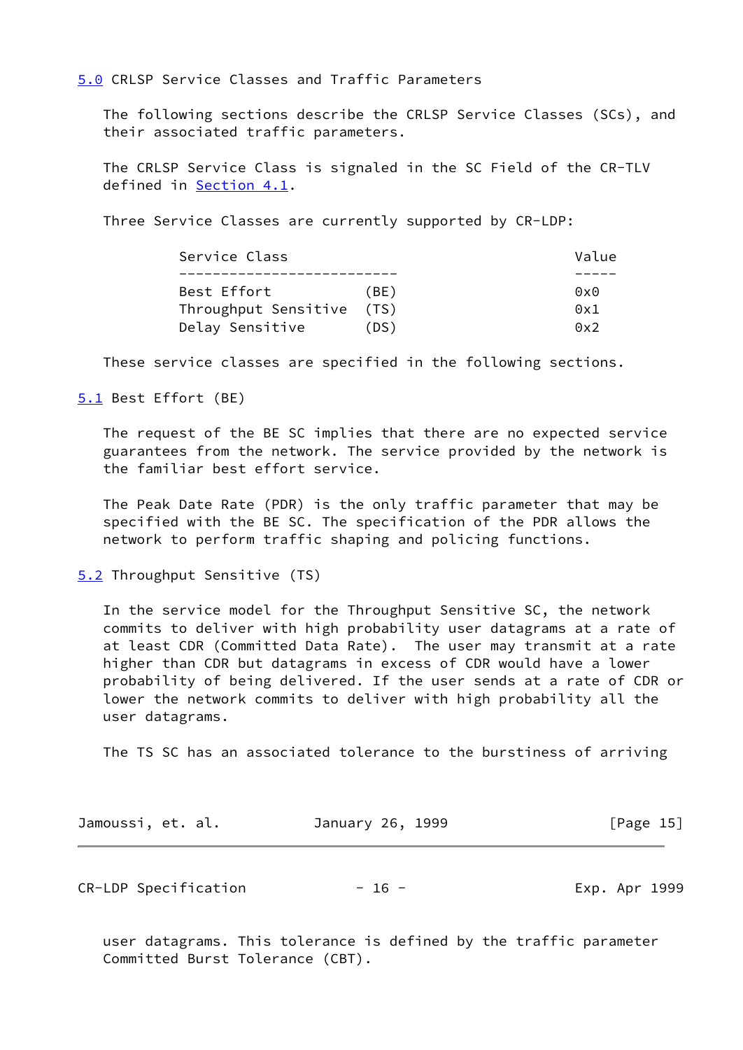## 5.0 CRLSP Service Classes and Traffic Parameters

The following sections describe the CRLSP Service Classes (SCs), and their associated traffic parameters.

The CRLSP Service Class is signaled in the SC Field of the CR-TLV defined in Section 4.1.

Three Service Classes are currently supported by CR-LDP:

| Service Class | | Value |
|---|---|---|
| Best Effort | (BE) | 0x0 |
| Throughput Sensitive | (TS) | 0x1 |
| Delay Sensitive | (DS) | 0x2 |

These service classes are specified in the following sections.

### 5.1 Best Effort (BE)

The request of the BE SC implies that there are no expected service guarantees from the network. The service provided by the network is the familiar best effort service.

The Peak Date Rate (PDR) is the only traffic parameter that may be specified with the BE SC. The specification of the PDR allows the network to perform traffic shaping and policing functions.

### 5.2 Throughput Sensitive (TS)

In the service model for the Throughput Sensitive SC, the network commits to deliver with high probability user datagrams at a rate of at least CDR (Committed Data Rate). The user may transmit at a rate higher than CDR but datagrams in excess of CDR would have a lower probability of being delivered. If the user sends at a rate of CDR or lower the network commits to deliver with high probability all the user datagrams.

The TS SC has an associated tolerance to the burstiness of arriving user datagrams. This tolerance is defined by the traffic parameter Committed Burst Tolerance (CBT).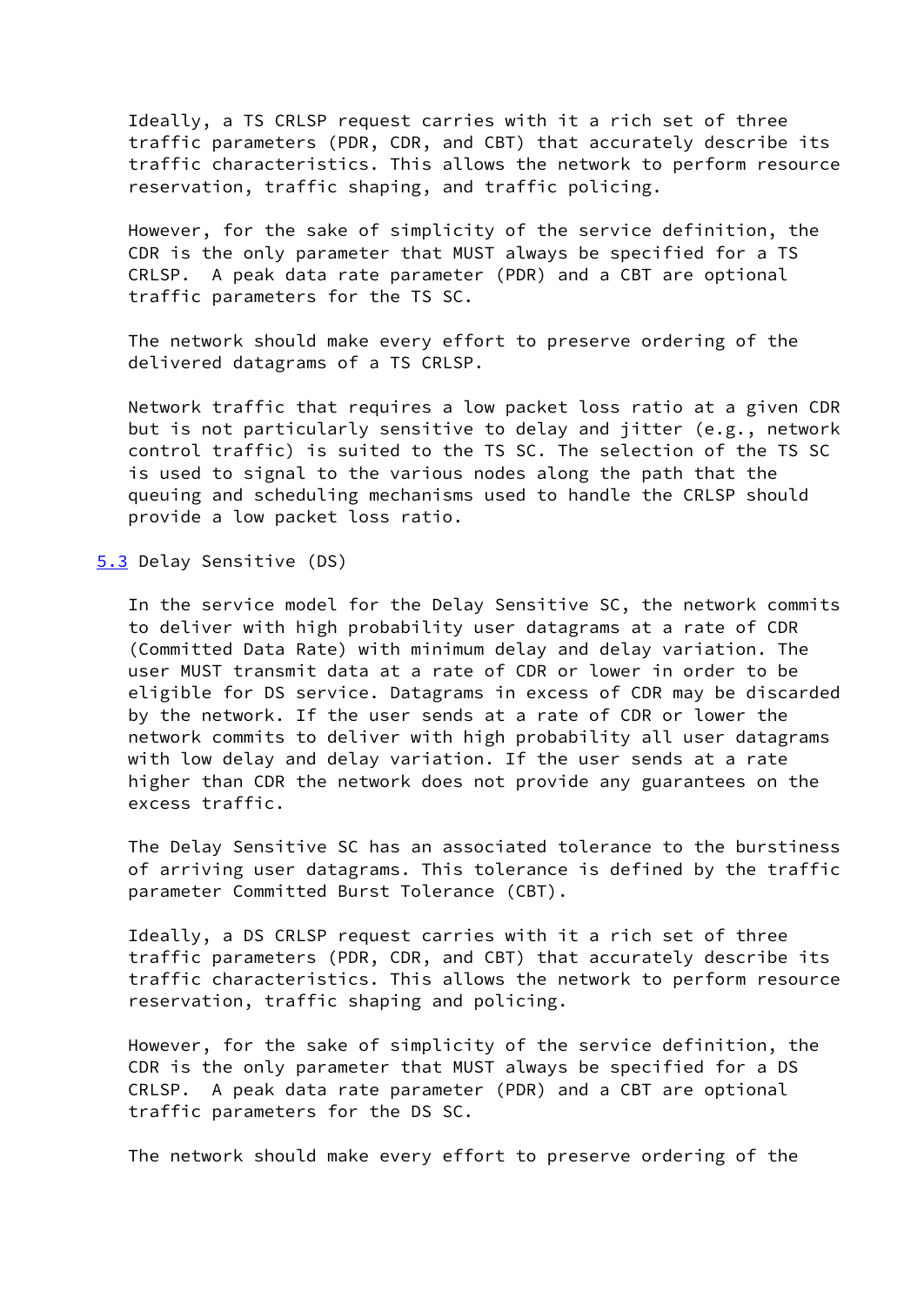Ideally, a TS CRLSP request carries with it a rich set of three traffic parameters (PDR, CDR, and CBT) that accurately describe its traffic characteristics. This allows the network to perform resource reservation, traffic shaping, and traffic policing.

However, for the sake of simplicity of the service definition, the CDR is the only parameter that MUST always be specified for a TS CRLSP. A peak data rate parameter (PDR) and a CBT are optional traffic parameters for the TS SC.

The network should make every effort to preserve ordering of the delivered datagrams of a TS CRLSP.

Network traffic that requires a low packet loss ratio at a given CDR but is not particularly sensitive to delay and jitter (e.g., network control traffic) is suited to the TS SC. The selection of the TS SC is used to signal to the various nodes along the path that the queuing and scheduling mechanisms used to handle the CRLSP should provide a low packet loss ratio.

### 5.3 Delay Sensitive (DS)

In the service model for the Delay Sensitive SC, the network commits to deliver with high probability user datagrams at a rate of CDR (Committed Data Rate) with minimum delay and delay variation. The user MUST transmit data at a rate of CDR or lower in order to be eligible for DS service. Datagrams in excess of CDR may be discarded by the network. If the user sends at a rate of CDR or lower the network commits to deliver with high probability all user datagrams with low delay and delay variation. If the user sends at a rate higher than CDR the network does not provide any guarantees on the excess traffic.

The Delay Sensitive SC has an associated tolerance to the burstiness of arriving user datagrams. This tolerance is defined by the traffic parameter Committed Burst Tolerance (CBT).

Ideally, a DS CRLSP request carries with it a rich set of three traffic parameters (PDR, CDR, and CBT) that accurately describe its traffic characteristics. This allows the network to perform resource reservation, traffic shaping and policing.

However, for the sake of simplicity of the service definition, the CDR is the only parameter that MUST always be specified for a DS CRLSP. A peak data rate parameter (PDR) and a CBT are optional traffic parameters for the DS SC.

The network should make every effort to preserve ordering of the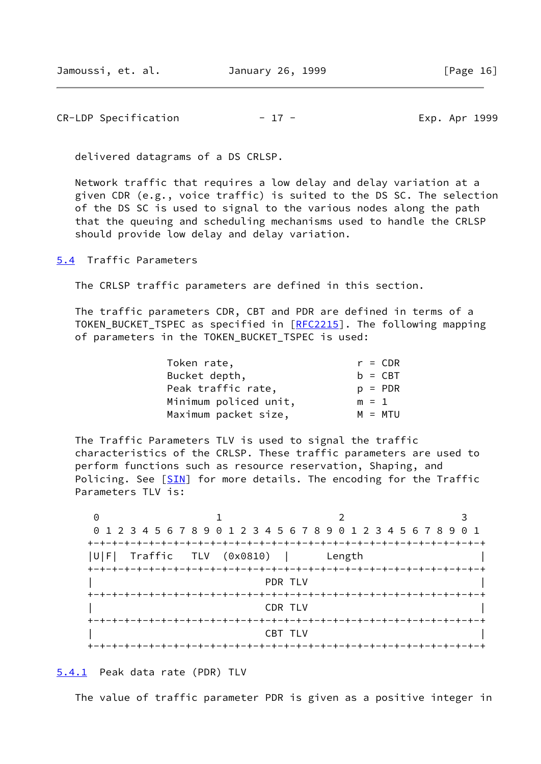delivered datagrams of a DS CRLSP.

Network traffic that requires a low delay and delay variation at a given CDR (e.g., voice traffic) is suited to the DS SC. The selection of the DS SC is used to signal to the various nodes along the path that the queuing and scheduling mechanisms used to handle the CRLSP should provide low delay and delay variation.

## 5.4 Traffic Parameters

The CRLSP traffic parameters are defined in this section.

The traffic parameters CDR, CBT and PDR are defined in terms of a TOKEN_BUCKET_TSPEC as specified in [RFC2215]. The following mapping of parameters in the TOKEN_BUCKET_TSPEC is used:

```
              Token rate,                       r = CDR
              Bucket depth,                     b = CBT
              Peak traffic rate,                p = PDR
              Minimum policed unit,             m = 1
              Maximum packet size,              M = MTU
```

The Traffic Parameters TLV is used to signal the traffic characteristics of the CRLSP. These traffic parameters are used to perform functions such as resource reservation, Shaping, and Policing. See [SIN] for more details. The encoding for the Traffic Parameters TLV is:

```
    0                   1                   2                   3
    0 1 2 3 4 5 6 7 8 9 0 1 2 3 4 5 6 7 8 9 0 1 2 3 4 5 6 7 8 9 0 1
   +-+-+-+-+-+-+-+-+-+-+-+-+-+-+-+-+-+-+-+-+-+-+-+-+-+-+-+-+-+-+-+-+
   |U|F|  Traffic   TLV  (0x0810)  |      Length                   |
   +-+-+-+-+-+-+-+-+-+-+-+-+-+-+-+-+-+-+-+-+-+-+-+-+-+-+-+-+-+-+-+-+
   |                             PDR TLV                           |
   +-+-+-+-+-+-+-+-+-+-+-+-+-+-+-+-+-+-+-+-+-+-+-+-+-+-+-+-+-+-+-+-+
   |                             CDR TLV                           |
   +-+-+-+-+-+-+-+-+-+-+-+-+-+-+-+-+-+-+-+-+-+-+-+-+-+-+-+-+-+-+-+-+
   |                             CBT TLV                           |
   +-+-+-+-+-+-+-+-+-+-+-+-+-+-+-+-+-+-+-+-+-+-+-+-+-+-+-+-+-+-+-+-+
```

### 5.4.1 Peak data rate (PDR) TLV

The value of traffic parameter PDR is given as a positive integer in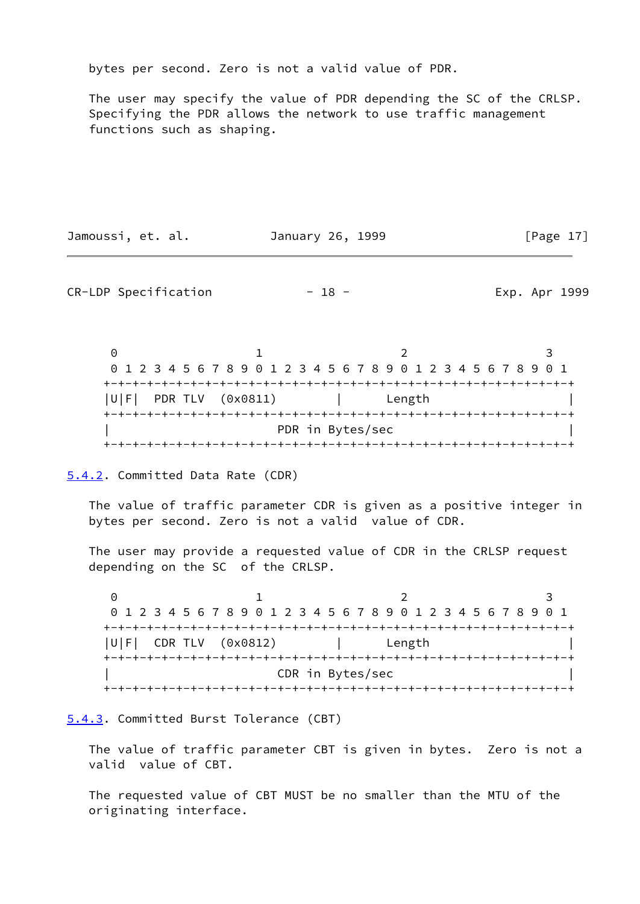bytes per second. Zero is not a valid value of PDR.

The user may specify the value of PDR depending the SC of the CRLSP. Specifying the PDR allows the network to use traffic management functions such as shaping.

```
 0                   1                   2                   3
 0 1 2 3 4 5 6 7 8 9 0 1 2 3 4 5 6 7 8 9 0 1 2 3 4 5 6 7 8 9 0 1
+-+-+-+-+-+-+-+-+-+-+-+-+-+-+-+-+-+-+-+-+-+-+-+-+-+-+-+-+-+-+-+-+
|U|F|  PDR TLV  (0x0811)        |      Length                   |
+-+-+-+-+-+-+-+-+-+-+-+-+-+-+-+-+-+-+-+-+-+-+-+-+-+-+-+-+-+-+-+-+
|                         PDR in Bytes/sec                      |
+-+-+-+-+-+-+-+-+-+-+-+-+-+-+-+-+-+-+-+-+-+-+-+-+-+-+-+-+-+-+-+-+
```

### 5.4.2. Committed Data Rate (CDR)

The value of traffic parameter CDR is given as a positive integer in bytes per second. Zero is not a valid value of CDR.

The user may provide a requested value of CDR in the CRLSP request depending on the SC of the CRLSP.

```
 0                   1                   2                   3
 0 1 2 3 4 5 6 7 8 9 0 1 2 3 4 5 6 7 8 9 0 1 2 3 4 5 6 7 8 9 0 1
+-+-+-+-+-+-+-+-+-+-+-+-+-+-+-+-+-+-+-+-+-+-+-+-+-+-+-+-+-+-+-+-+
|U|F|  CDR TLV  (0x0812)        |      Length                   |
+-+-+-+-+-+-+-+-+-+-+-+-+-+-+-+-+-+-+-+-+-+-+-+-+-+-+-+-+-+-+-+-+
|                         CDR in Bytes/sec                      |
+-+-+-+-+-+-+-+-+-+-+-+-+-+-+-+-+-+-+-+-+-+-+-+-+-+-+-+-+-+-+-+-+
```

### 5.4.3. Committed Burst Tolerance (CBT)

The value of traffic parameter CBT is given in bytes. Zero is not a valid value of CBT.

The requested value of CBT MUST be no smaller than the MTU of the originating interface.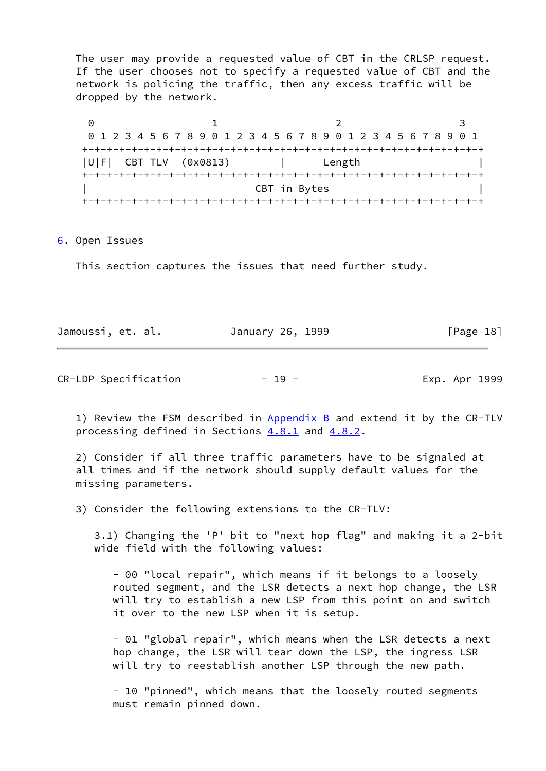The user may provide a requested value of CBT in the CRLSP request. If the user chooses not to specify a requested value of CBT and the network is policing the traffic, then any excess traffic will be dropped by the network.

```
 0                   1                   2                   3
 0 1 2 3 4 5 6 7 8 9 0 1 2 3 4 5 6 7 8 9 0 1 2 3 4 5 6 7 8 9 0 1
+-+-+-+-+-+-+-+-+-+-+-+-+-+-+-+-+-+-+-+-+-+-+-+-+-+-+-+-+-+-+-+-+
|U|F|  CBT TLV  (0x0813)        |      Length                   |
+-+-+-+-+-+-+-+-+-+-+-+-+-+-+-+-+-+-+-+-+-+-+-+-+-+-+-+-+-+-+-+-+
|                           CBT in Bytes                        |
+-+-+-+-+-+-+-+-+-+-+-+-+-+-+-+-+-+-+-+-+-+-+-+-+-+-+-+-+-+-+-+-+
```

## 6. Open Issues

This section captures the issues that need further study.

1) Review the FSM described in Appendix B and extend it by the CR-TLV processing defined in Sections 4.8.1 and 4.8.2.

2) Consider if all three traffic parameters have to be signaled at all times and if the network should supply default values for the missing parameters.

3) Consider the following extensions to the CR-TLV:

3.1) Changing the 'P' bit to "next hop flag" and making it a 2-bit wide field with the following values:

- 00 "local repair", which means if it belongs to a loosely routed segment, and the LSR detects a next hop change, the LSR will try to establish a new LSP from this point on and switch it over to the new LSP when it is setup.

- 01 "global repair", which means when the LSR detects a next hop change, the LSR will tear down the LSP, the ingress LSR will try to reestablish another LSP through the new path.

- 10 "pinned", which means that the loosely routed segments must remain pinned down.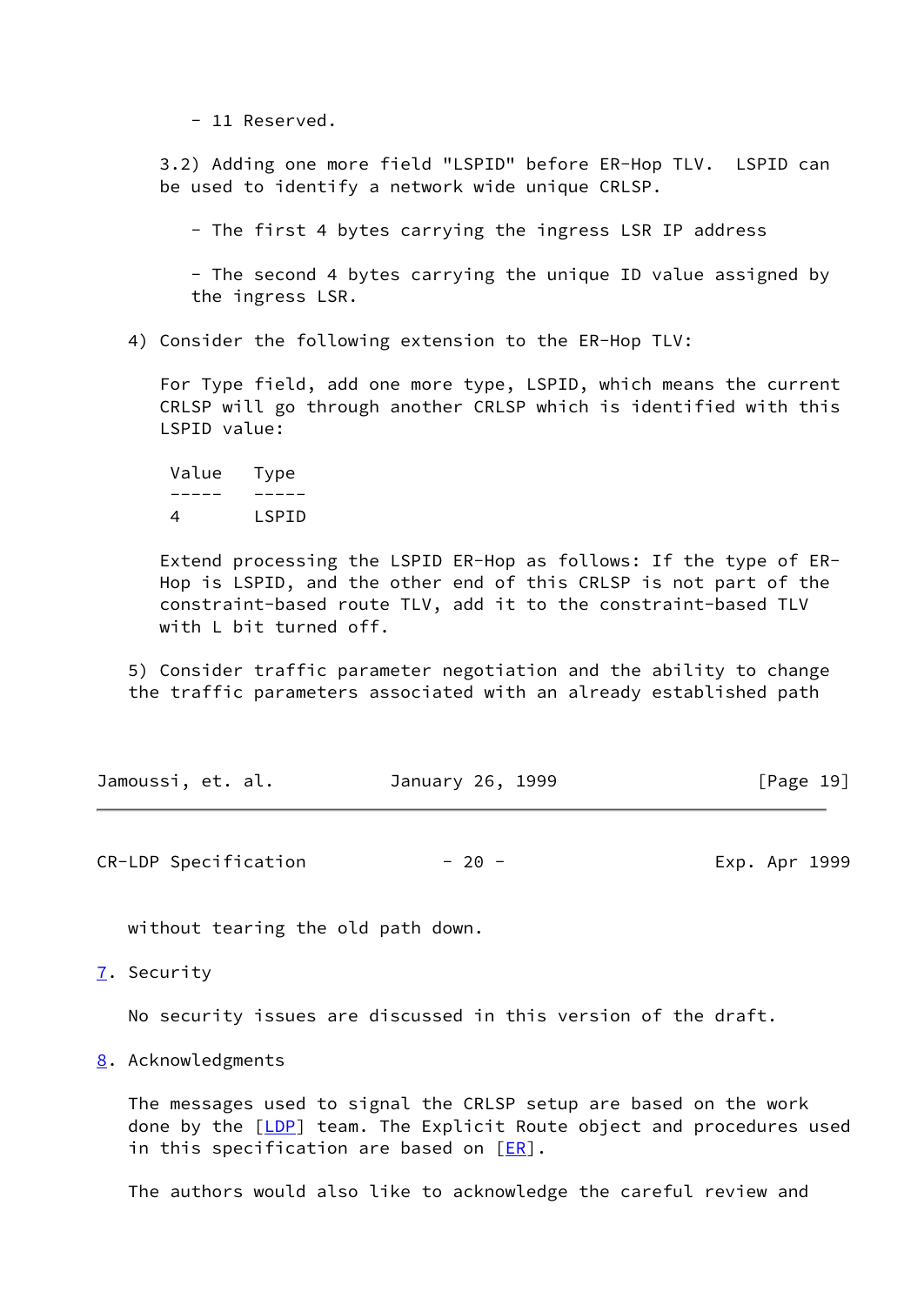- 11 Reserved.

3.2) Adding one more field "LSPID" before ER-Hop TLV.  LSPID can be used to identify a network wide unique CRLSP.

- The first 4 bytes carrying the ingress LSR IP address

- The second 4 bytes carrying the unique ID value assigned by the ingress LSR.

4) Consider the following extension to the ER-Hop TLV:

For Type field, add one more type, LSPID, which means the current CRLSP will go through another CRLSP which is identified with this LSPID value:

| Value | Type |
|---|---|
| 4 | LSPID |

Extend processing the LSPID ER-Hop as follows: If the type of ER-Hop is LSPID, and the other end of this CRLSP is not part of the constraint-based route TLV, add it to the constraint-based TLV with L bit turned off.

5) Consider traffic parameter negotiation and the ability to change the traffic parameters associated with an already established path without tearing the old path down.

## 7. Security

No security issues are discussed in this version of the draft.

## 8. Acknowledgments

The messages used to signal the CRLSP setup are based on the work done by the [LDP] team. The Explicit Route object and procedures used in this specification are based on [ER].

The authors would also like to acknowledge the careful review and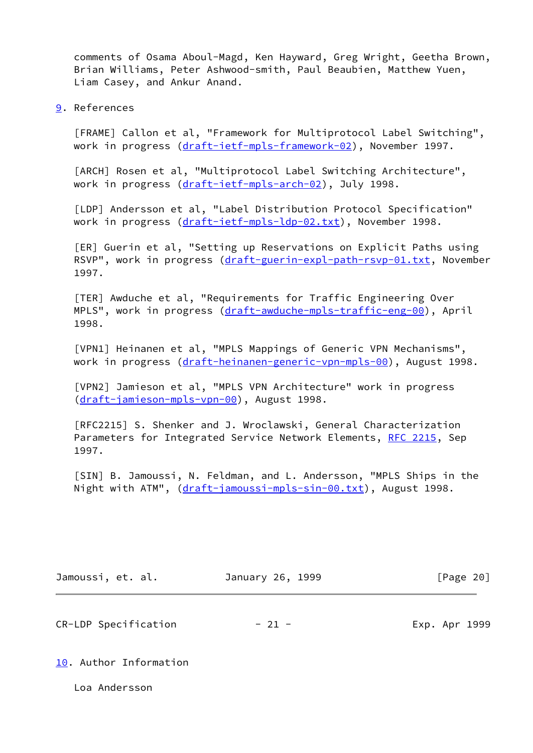comments of Osama Aboul-Magd, Ken Hayward, Greg Wright, Geetha Brown, Brian Williams, Peter Ashwood-smith, Paul Beaubien, Matthew Yuen, Liam Casey, and Ankur Anand.

## 9. References

[FRAME] Callon et al, "Framework for Multiprotocol Label Switching", work in progress (draft-ietf-mpls-framework-02), November 1997.

[ARCH] Rosen et al, "Multiprotocol Label Switching Architecture", work in progress (draft-ietf-mpls-arch-02), July 1998.

[LDP] Andersson et al, "Label Distribution Protocol Specification" work in progress (draft-ietf-mpls-ldp-02.txt), November 1998.

[ER] Guerin et al, "Setting up Reservations on Explicit Paths using RSVP", work in progress (draft-guerin-expl-path-rsvp-01.txt, November 1997.

[TER] Awduche et al, "Requirements for Traffic Engineering Over MPLS", work in progress (draft-awduche-mpls-traffic-eng-00), April 1998.

[VPN1] Heinanen et al, "MPLS Mappings of Generic VPN Mechanisms", work in progress (draft-heinanen-generic-vpn-mpls-00), August 1998.

[VPN2] Jamieson et al, "MPLS VPN Architecture" work in progress (draft-jamieson-mpls-vpn-00), August 1998.

[RFC2215] S. Shenker and J. Wroclawski, General Characterization Parameters for Integrated Service Network Elements, RFC 2215, Sep 1997.

[SIN] B. Jamoussi, N. Feldman, and L. Andersson, "MPLS Ships in the Night with ATM", (draft-jamoussi-mpls-sin-00.txt), August 1998.

## 10. Author Information

Loa Andersson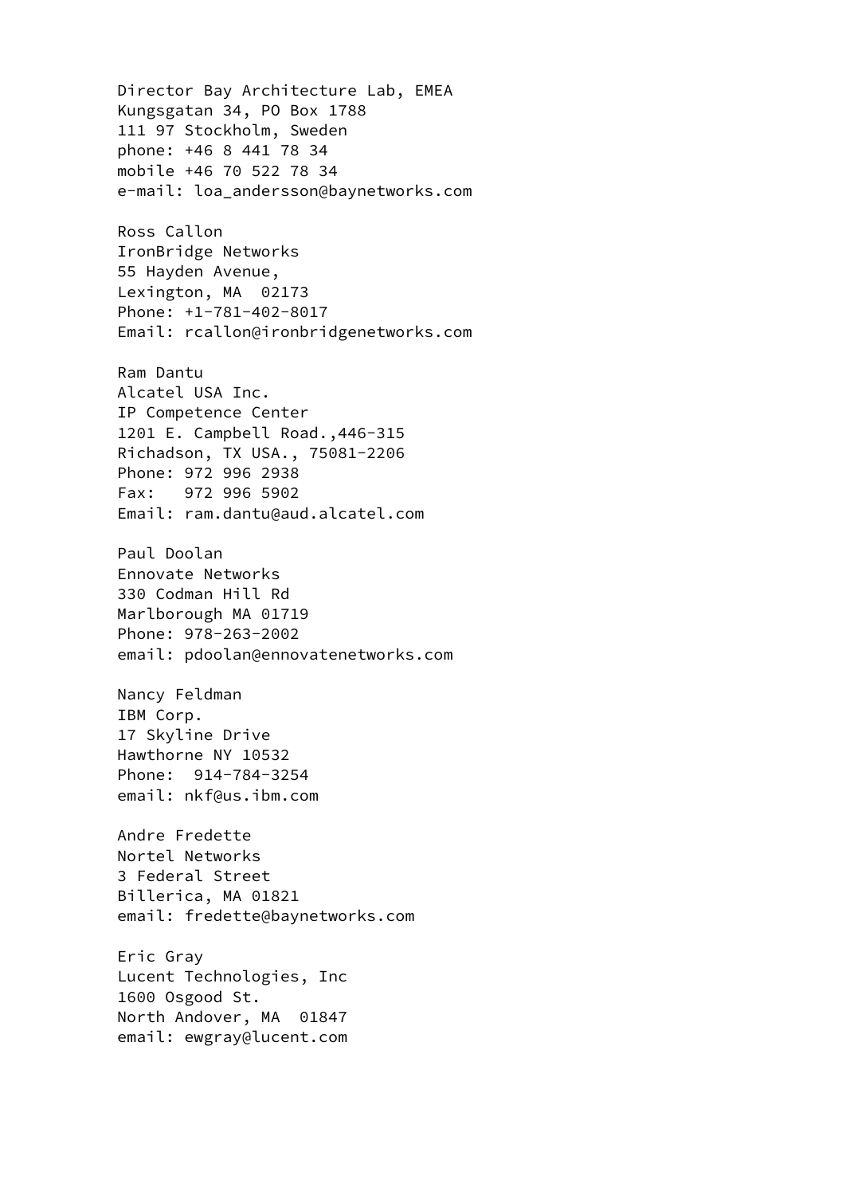Director Bay Architecture Lab, EMEA
Kungsgatan 34, PO Box 1788
111 97 Stockholm, Sweden
phone: +46 8 441 78 34
mobile +46 70 522 78 34
e-mail: loa_andersson@baynetworks.com

Ross Callon
IronBridge Networks
55 Hayden Avenue,
Lexington, MA  02173
Phone: +1-781-402-8017
Email: rcallon@ironbridgenetworks.com

Ram Dantu
Alcatel USA Inc.
IP Competence Center
1201 E. Campbell Road.,446-315
Richadson, TX USA., 75081-2206
Phone: 972 996 2938
Fax:   972 996 5902
Email: ram.dantu@aud.alcatel.com

Paul Doolan
Ennovate Networks
330 Codman Hill Rd
Marlborough MA 01719
Phone: 978-263-2002
email: pdoolan@ennovatenetworks.com

Nancy Feldman
IBM Corp.
17 Skyline Drive
Hawthorne NY 10532
Phone:  914-784-3254
email: nkf@us.ibm.com

Andre Fredette
Nortel Networks
3 Federal Street
Billerica, MA 01821
email: fredette@baynetworks.com

Eric Gray
Lucent Technologies, Inc
1600 Osgood St.
North Andover, MA  01847
email: ewgray@lucent.com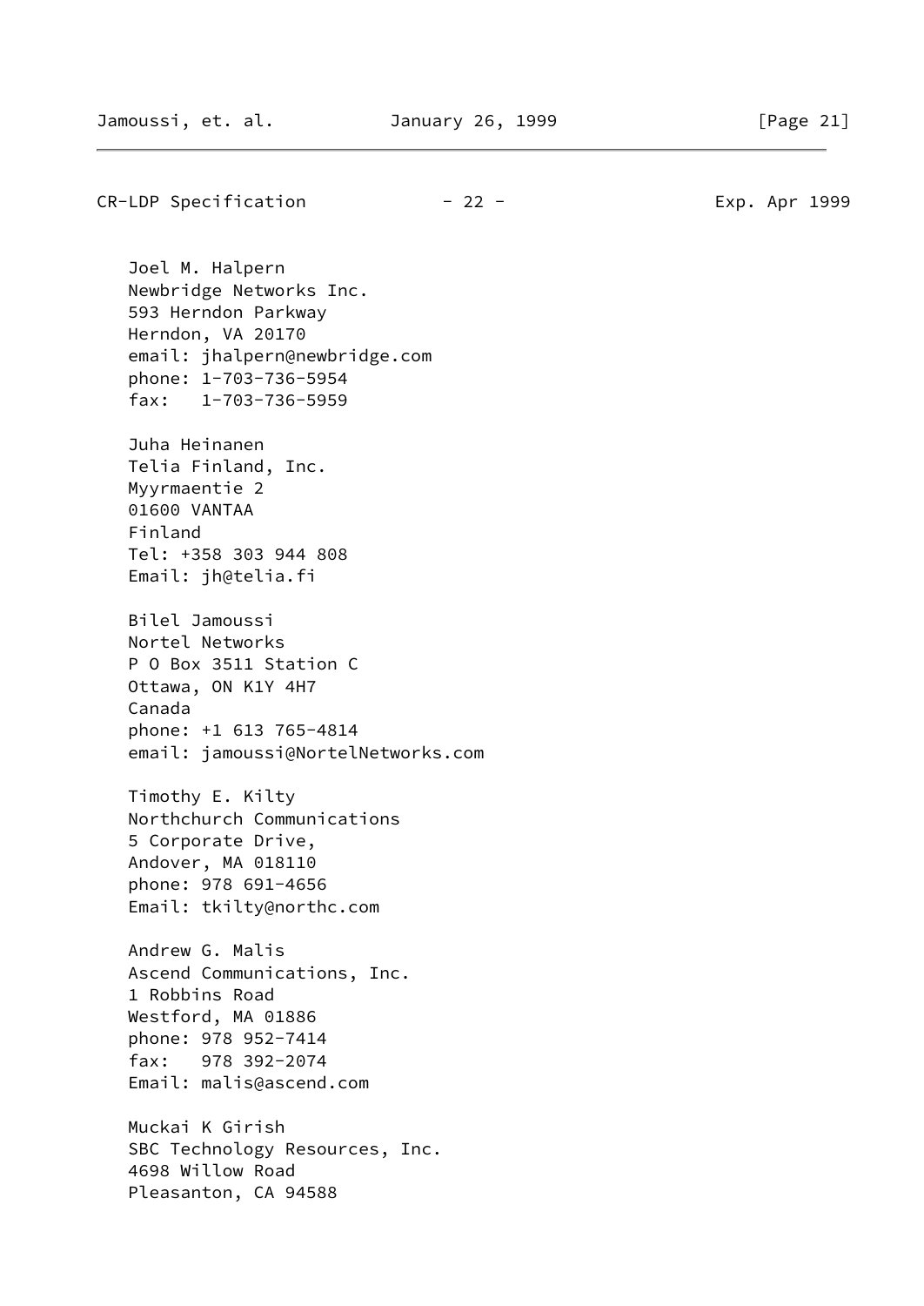Joel M. Halpern
Newbridge Networks Inc.
593 Herndon Parkway
Herndon, VA 20170
email: jhalpern@newbridge.com
phone: 1-703-736-5954
fax:   1-703-736-5959

Juha Heinanen
Telia Finland, Inc.
Myyrmaentie 2
01600 VANTAA
Finland
Tel: +358 303 944 808
Email: jh@telia.fi

Bilel Jamoussi
Nortel Networks
P O Box 3511 Station C
Ottawa, ON K1Y 4H7
Canada
phone: +1 613 765-4814
email: jamoussi@NortelNetworks.com

Timothy E. Kilty
Northchurch Communications
5 Corporate Drive,
Andover, MA 018110
phone: 978 691-4656
Email: tkilty@northc.com

Andrew G. Malis
Ascend Communications, Inc.
1 Robbins Road
Westford, MA 01886
phone: 978 952-7414
fax:   978 392-2074
Email: malis@ascend.com

Muckai K Girish
SBC Technology Resources, Inc.
4698 Willow Road
Pleasanton, CA 94588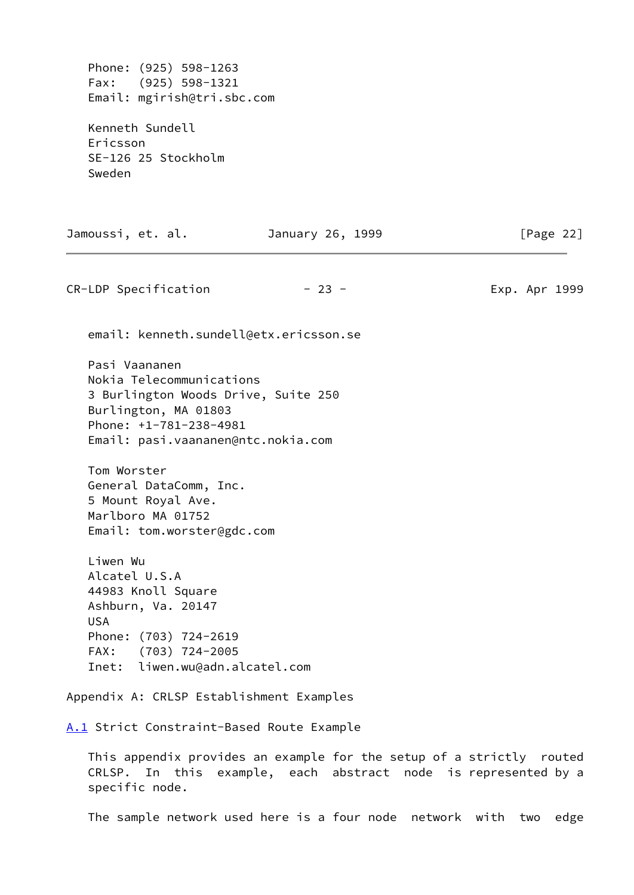Phone: (925) 598-1263
Fax: (925) 598-1321
Email: mgirish@tri.sbc.com

Kenneth Sundell
Ericsson
SE-126 25 Stockholm
Sweden

email: kenneth.sundell@etx.ericsson.se

Pasi Vaananen
Nokia Telecommunications
3 Burlington Woods Drive, Suite 250
Burlington, MA 01803
Phone: +1-781-238-4981
Email: pasi.vaananen@ntc.nokia.com

Tom Worster
General DataComm, Inc.
5 Mount Royal Ave.
Marlboro MA 01752
Email: tom.worster@gdc.com

Liwen Wu
Alcatel U.S.A
44983 Knoll Square
Ashburn, Va. 20147
USA
Phone: (703) 724-2619
FAX: (703) 724-2005
Inet: liwen.wu@adn.alcatel.com

## Appendix A: CRLSP Establishment Examples

### A.1 Strict Constraint-Based Route Example

This appendix provides an example for the setup of a strictly routed CRLSP. In this example, each abstract node is represented by a specific node.

The sample network used here is a four node network with two edge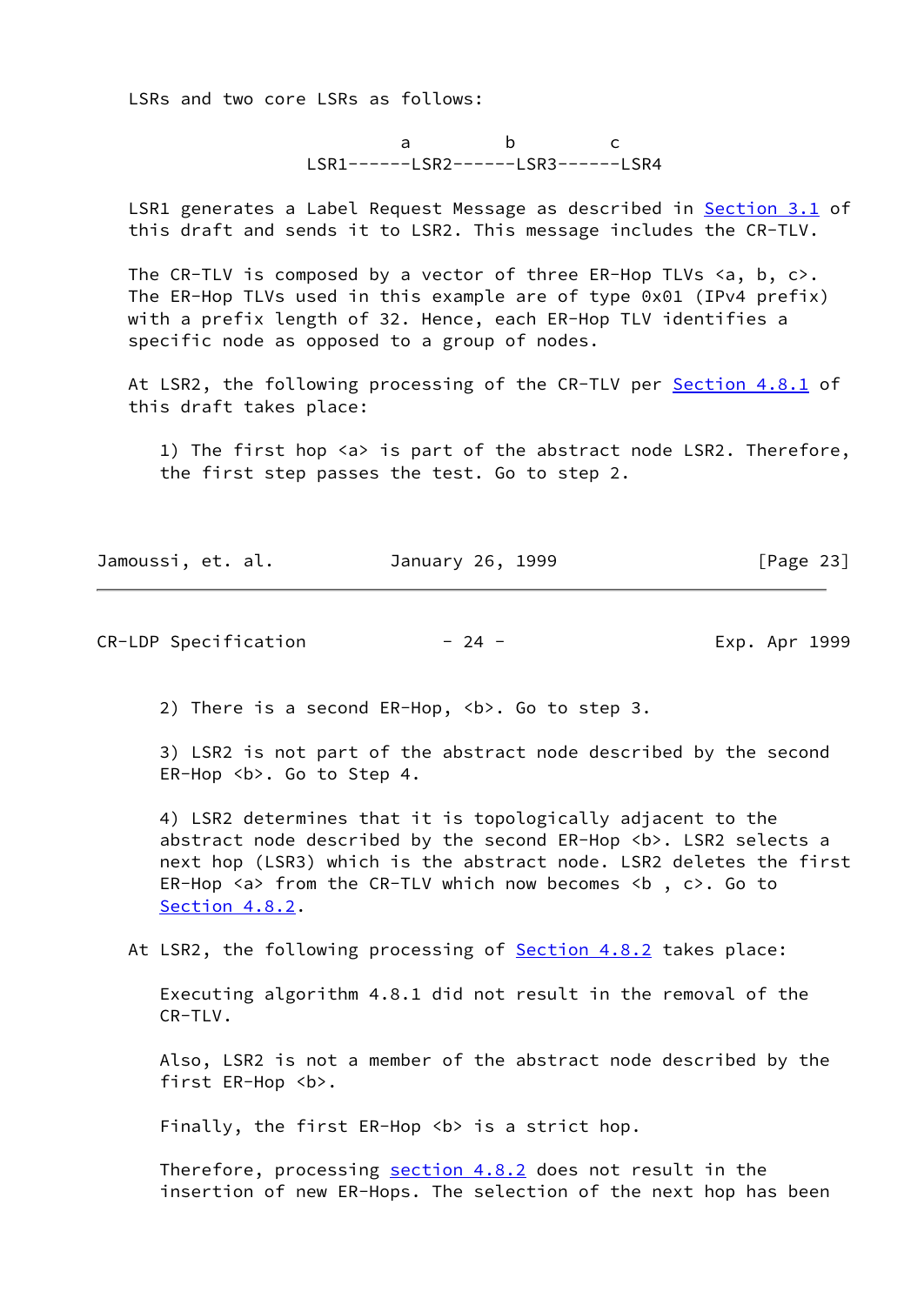LSRs and two core LSRs as follows:

```
                       a         b         c
              LSR1------LSR2------LSR3------LSR4
```

LSR1 generates a Label Request Message as described in Section 3.1 of this draft and sends it to LSR2. This message includes the CR-TLV.

The CR-TLV is composed by a vector of three ER-Hop TLVs <a, b, c>. The ER-Hop TLVs used in this example are of type 0x01 (IPv4 prefix) with a prefix length of 32. Hence, each ER-Hop TLV identifies a specific node as opposed to a group of nodes.

At LSR2, the following processing of the CR-TLV per Section 4.8.1 of this draft takes place:

1) The first hop <a> is part of the abstract node LSR2. Therefore, the first step passes the test. Go to step 2.

2) There is a second ER-Hop, <b>. Go to step 3.

3) LSR2 is not part of the abstract node described by the second ER-Hop <b>. Go to Step 4.

4) LSR2 determines that it is topologically adjacent to the abstract node described by the second ER-Hop <b>. LSR2 selects a next hop (LSR3) which is the abstract node. LSR2 deletes the first ER-Hop <a> from the CR-TLV which now becomes <b , c>. Go to Section 4.8.2.

At LSR2, the following processing of Section 4.8.2 takes place:

Executing algorithm 4.8.1 did not result in the removal of the CR-TLV.

Also, LSR2 is not a member of the abstract node described by the first ER-Hop <b>.

Finally, the first ER-Hop <b> is a strict hop.

Therefore, processing section 4.8.2 does not result in the insertion of new ER-Hops. The selection of the next hop has been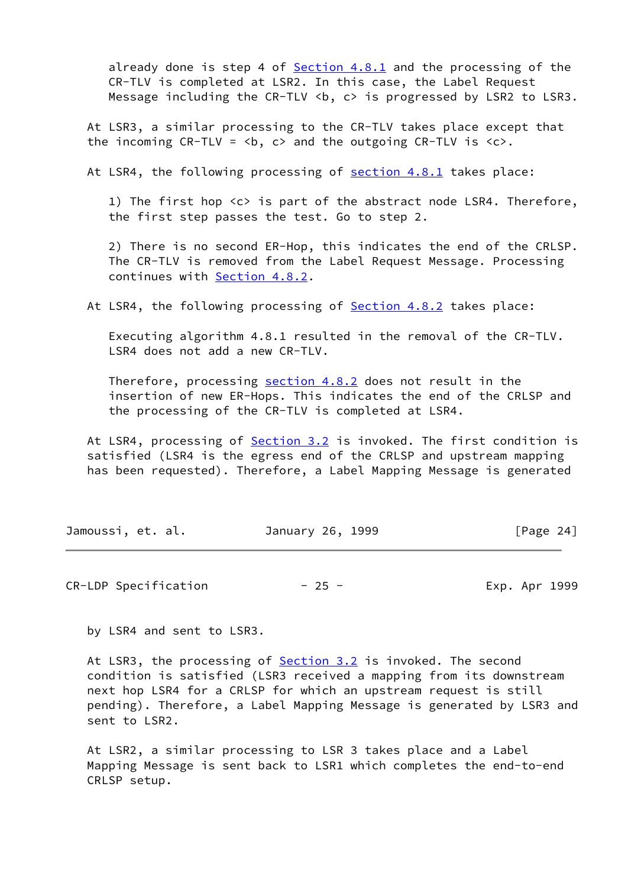already done is step 4 of Section 4.8.1 and the processing of the CR-TLV is completed at LSR2. In this case, the Label Request Message including the CR-TLV <b, c> is progressed by LSR2 to LSR3.

At LSR3, a similar processing to the CR-TLV takes place except that the incoming CR-TLV = <b, c> and the outgoing CR-TLV is <c>.

At LSR4, the following processing of section 4.8.1 takes place:

1) The first hop <c> is part of the abstract node LSR4. Therefore, the first step passes the test. Go to step 2.

2) There is no second ER-Hop, this indicates the end of the CRLSP. The CR-TLV is removed from the Label Request Message. Processing continues with Section 4.8.2.

At LSR4, the following processing of Section 4.8.2 takes place:

Executing algorithm 4.8.1 resulted in the removal of the CR-TLV. LSR4 does not add a new CR-TLV.

Therefore, processing section 4.8.2 does not result in the insertion of new ER-Hops. This indicates the end of the CRLSP and the processing of the CR-TLV is completed at LSR4.

At LSR4, processing of Section 3.2 is invoked. The first condition is satisfied (LSR4 is the egress end of the CRLSP and upstream mapping has been requested). Therefore, a Label Mapping Message is generated by LSR4 and sent to LSR3.

At LSR3, the processing of Section 3.2 is invoked. The second condition is satisfied (LSR3 received a mapping from its downstream next hop LSR4 for a CRLSP for which an upstream request is still pending). Therefore, a Label Mapping Message is generated by LSR3 and sent to LSR2.

At LSR2, a similar processing to LSR 3 takes place and a Label Mapping Message is sent back to LSR1 which completes the end-to-end CRLSP setup.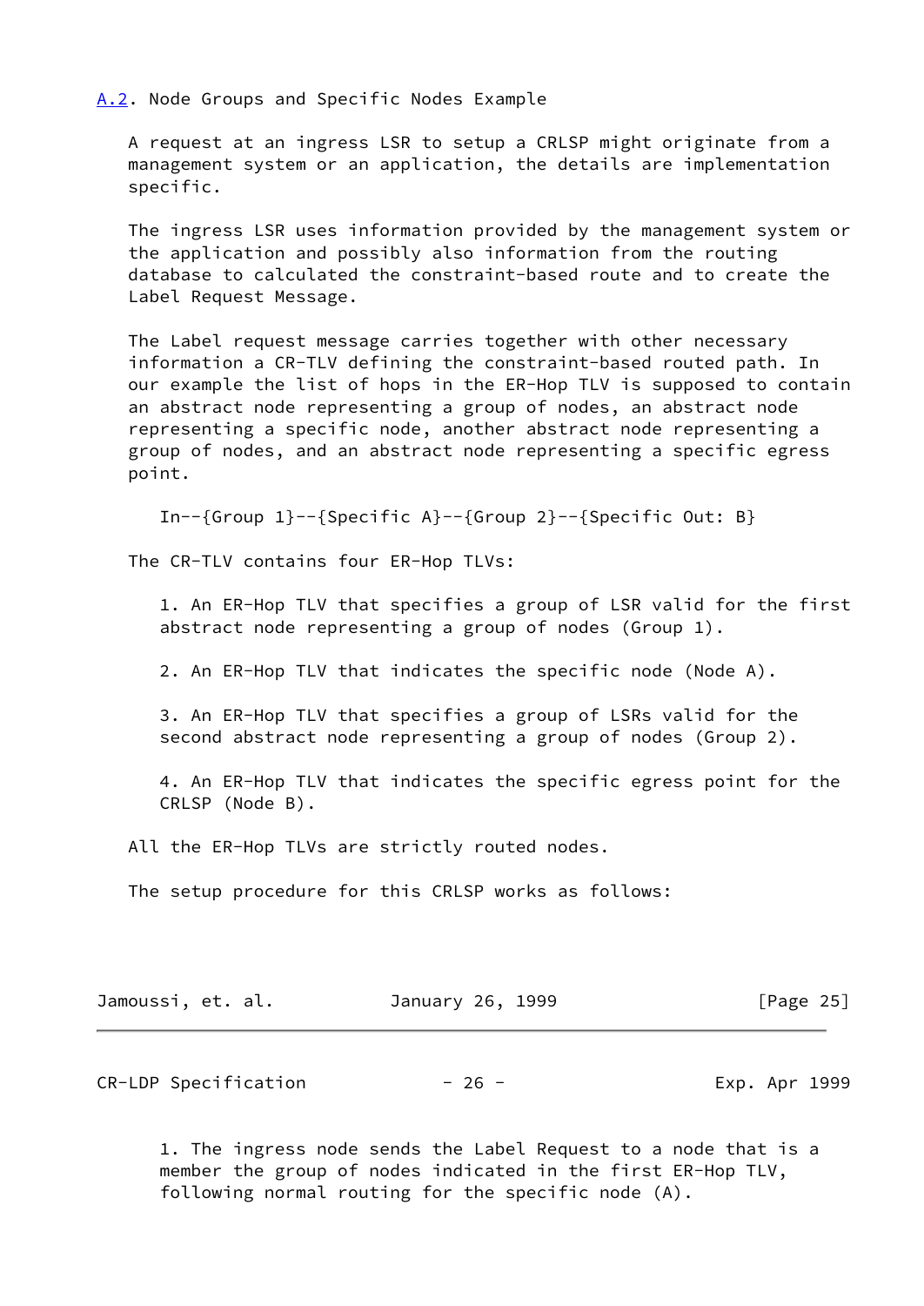### A.2. Node Groups and Specific Nodes Example

A request at an ingress LSR to setup a CRLSP might originate from a management system or an application, the details are implementation specific.

The ingress LSR uses information provided by the management system or the application and possibly also information from the routing database to calculated the constraint-based route and to create the Label Request Message.

The Label request message carries together with other necessary information a CR-TLV defining the constraint-based routed path. In our example the list of hops in the ER-Hop TLV is supposed to contain an abstract node representing a group of nodes, an abstract node representing a specific node, another abstract node representing a group of nodes, and an abstract node representing a specific egress point.

```
In--{Group 1}--{Specific A}--{Group 2}--{Specific Out: B}
```

The CR-TLV contains four ER-Hop TLVs:

1. An ER-Hop TLV that specifies a group of LSR valid for the first abstract node representing a group of nodes (Group 1).

2. An ER-Hop TLV that indicates the specific node (Node A).

3. An ER-Hop TLV that specifies a group of LSRs valid for the second abstract node representing a group of nodes (Group 2).

4. An ER-Hop TLV that indicates the specific egress point for the CRLSP (Node B).

All the ER-Hop TLVs are strictly routed nodes.

The setup procedure for this CRLSP works as follows:

1. The ingress node sends the Label Request to a node that is a member the group of nodes indicated in the first ER-Hop TLV, following normal routing for the specific node (A).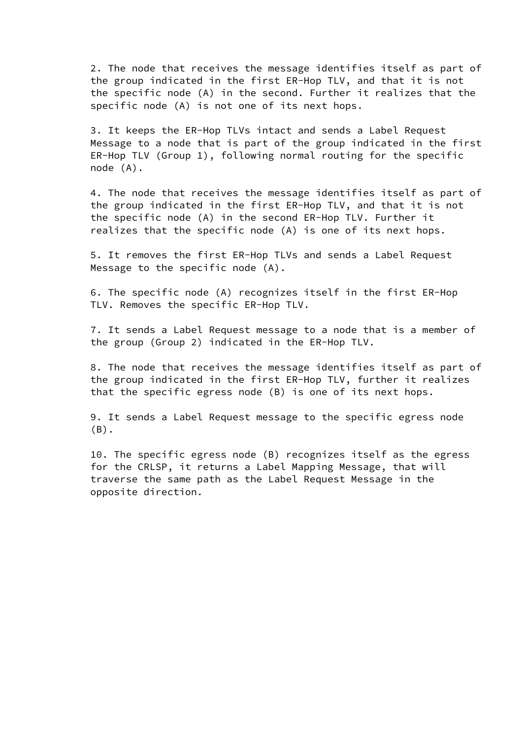2. The node that receives the message identifies itself as part of the group indicated in the first ER-Hop TLV, and that it is not the specific node (A) in the second. Further it realizes that the specific node (A) is not one of its next hops.

3. It keeps the ER-Hop TLVs intact and sends a Label Request Message to a node that is part of the group indicated in the first ER-Hop TLV (Group 1), following normal routing for the specific node (A).

4. The node that receives the message identifies itself as part of the group indicated in the first ER-Hop TLV, and that it is not the specific node (A) in the second ER-Hop TLV. Further it realizes that the specific node (A) is one of its next hops.

5. It removes the first ER-Hop TLVs and sends a Label Request Message to the specific node (A).

6. The specific node (A) recognizes itself in the first ER-Hop TLV. Removes the specific ER-Hop TLV.

7. It sends a Label Request message to a node that is a member of the group (Group 2) indicated in the ER-Hop TLV.

8. The node that receives the message identifies itself as part of the group indicated in the first ER-Hop TLV, further it realizes that the specific egress node (B) is one of its next hops.

9. It sends a Label Request message to the specific egress node (B).

10. The specific egress node (B) recognizes itself as the egress for the CRLSP, it returns a Label Mapping Message, that will traverse the same path as the Label Request Message in the opposite direction.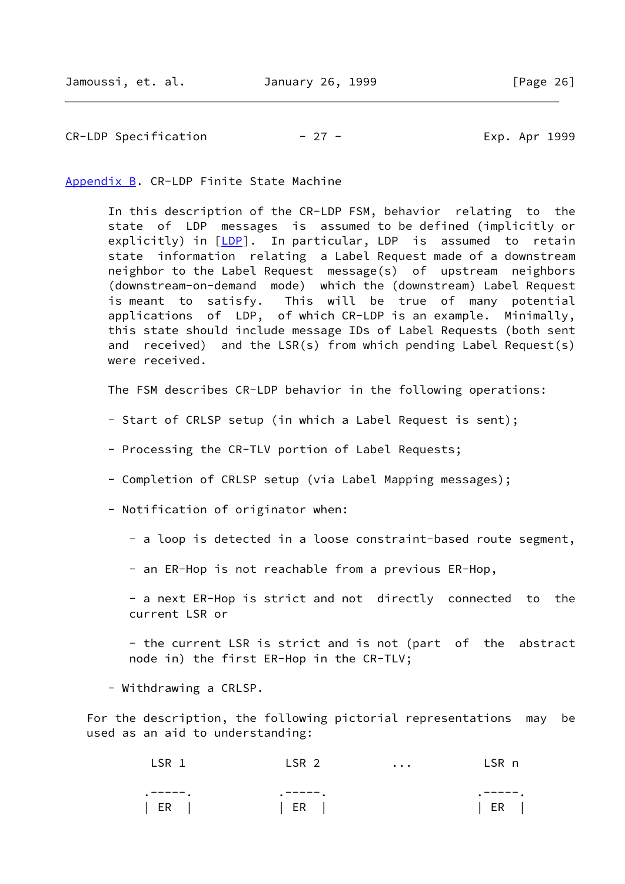## Appendix B. CR-LDP Finite State Machine

In this description of the CR-LDP FSM, behavior relating to the state of LDP messages is assumed to be defined (implicitly or explicitly) in [LDP]. In particular, LDP is assumed to retain state information relating a Label Request made of a downstream neighbor to the Label Request message(s) of upstream neighbors (downstream-on-demand mode) which the (downstream) Label Request is meant to satisfy. This will be true of many potential applications of LDP, of which CR-LDP is an example. Minimally, this state should include message IDs of Label Requests (both sent and received) and the LSR(s) from which pending Label Request(s) were received.

The FSM describes CR-LDP behavior in the following operations:

- Start of CRLSP setup (in which a Label Request is sent);

- Processing the CR-TLV portion of Label Requests;

- Completion of CRLSP setup (via Label Mapping messages);

- Notification of originator when:

  - a loop is detected in a loose constraint-based route segment,

  - an ER-Hop is not reachable from a previous ER-Hop,

  - a next ER-Hop is strict and not directly connected to the current LSR or

  - the current LSR is strict and is not (part of the abstract node in) the first ER-Hop in the CR-TLV;

- Withdrawing a CRLSP.

For the description, the following pictorial representations may be used as an aid to understanding:

```
        LSR 1           LSR 2        ...        LSR n

       .-----.         .-----.                 .-----.
       | ER  |         | ER  |                 | ER  |
```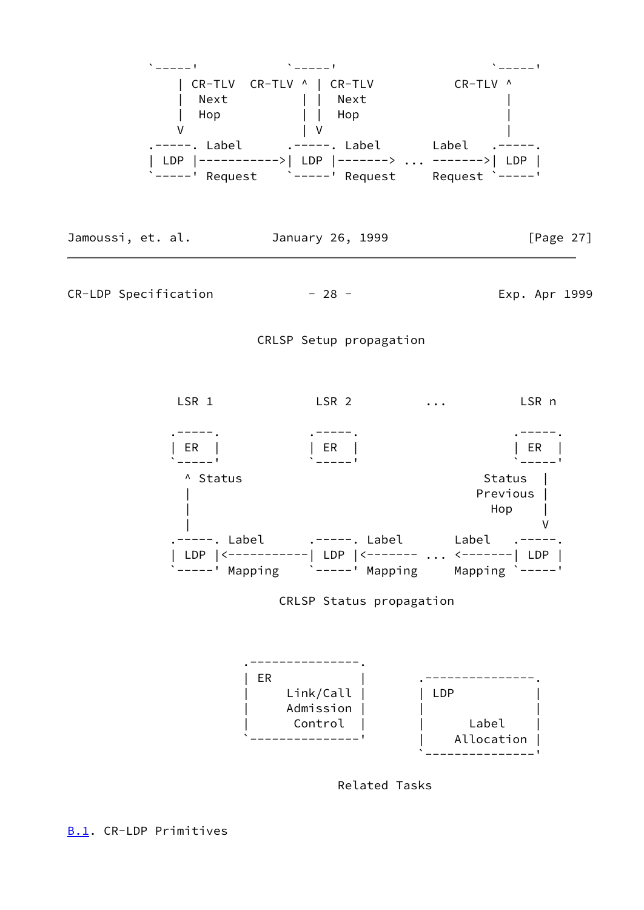```
    `-----'            `-----'                 `-----'
        | CR-TLV  CR-TLV ^ | CR-TLV          CR-TLV ^
        |  Next          | |  Next                  |
        |  Hop           | |  Hop                   |
        V                | V                        |
    .-----. Label      .-----. Label      Label   .-----.
    | LDP |----------->| LDP |-------> ... ------->| LDP |
    `-----' Request    `-----' Request    Request `-----'
```

CRLSP Setup propagation

```
       LSR 1              LSR 2          ...          LSR n

       .-----.            .-----.                     .-----.
       | ER  |            | ER  |                     | ER  |
       `-----'            `-----'                     `-----'
         ^ Status                                 Status  |
         |                                      Previous |
         |                                          Hop   |
         |                                                V
       .-----. Label      .-----. Label      Label   .-----.
       | LDP |<-----------| LDP |<------- ... <-------| LDP |
       `-----' Mapping    `-----' Mapping    Mapping `-----'
```

CRLSP Status propagation

```
                .---------------.
                | ER            |     .---------------.
                |     Link/Call |     | LDP           |
                |     Admission |     |               |
                |      Control  |     |      Label    |
                `---------------'     |    Allocation |
                                      `---------------'
```

Related Tasks

### B.1. CR-LDP Primitives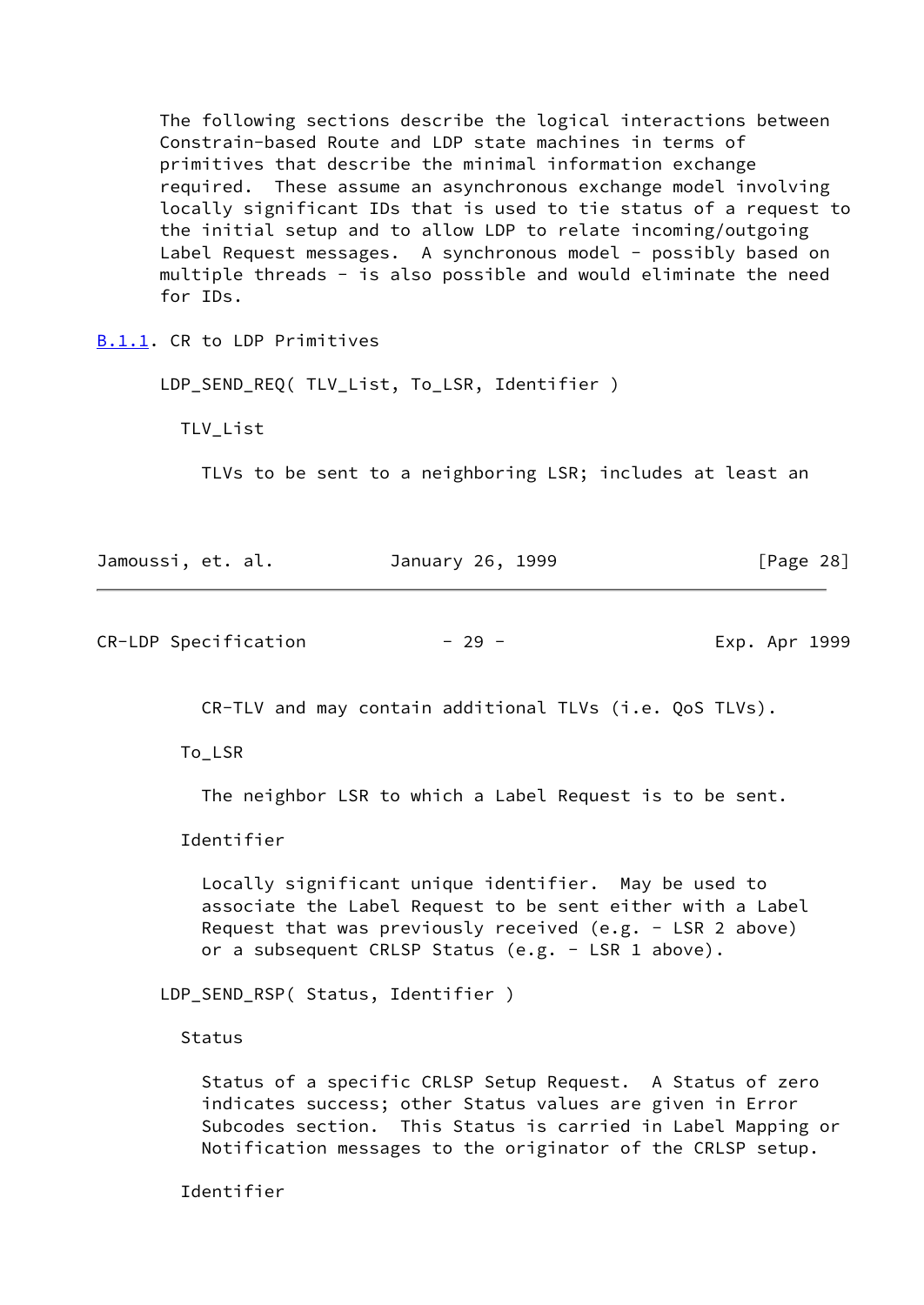The following sections describe the logical interactions between Constrain-based Route and LDP state machines in terms of primitives that describe the minimal information exchange required. These assume an asynchronous exchange model involving locally significant IDs that is used to tie status of a request to the initial setup and to allow LDP to relate incoming/outgoing Label Request messages. A synchronous model - possibly based on multiple threads - is also possible and would eliminate the need for IDs.

### B.1.1. CR to LDP Primitives

LDP_SEND_REQ( TLV_List, To_LSR, Identifier )

TLV_List

TLVs to be sent to a neighboring LSR; includes at least an CR-TLV and may contain additional TLVs (i.e. QoS TLVs).

To_LSR

The neighbor LSR to which a Label Request is to be sent.

Identifier

Locally significant unique identifier. May be used to associate the Label Request to be sent either with a Label Request that was previously received (e.g. - LSR 2 above) or a subsequent CRLSP Status (e.g. - LSR 1 above).

LDP_SEND_RSP( Status, Identifier )

Status

Status of a specific CRLSP Setup Request. A Status of zero indicates success; other Status values are given in Error Subcodes section. This Status is carried in Label Mapping or Notification messages to the originator of the CRLSP setup.

Identifier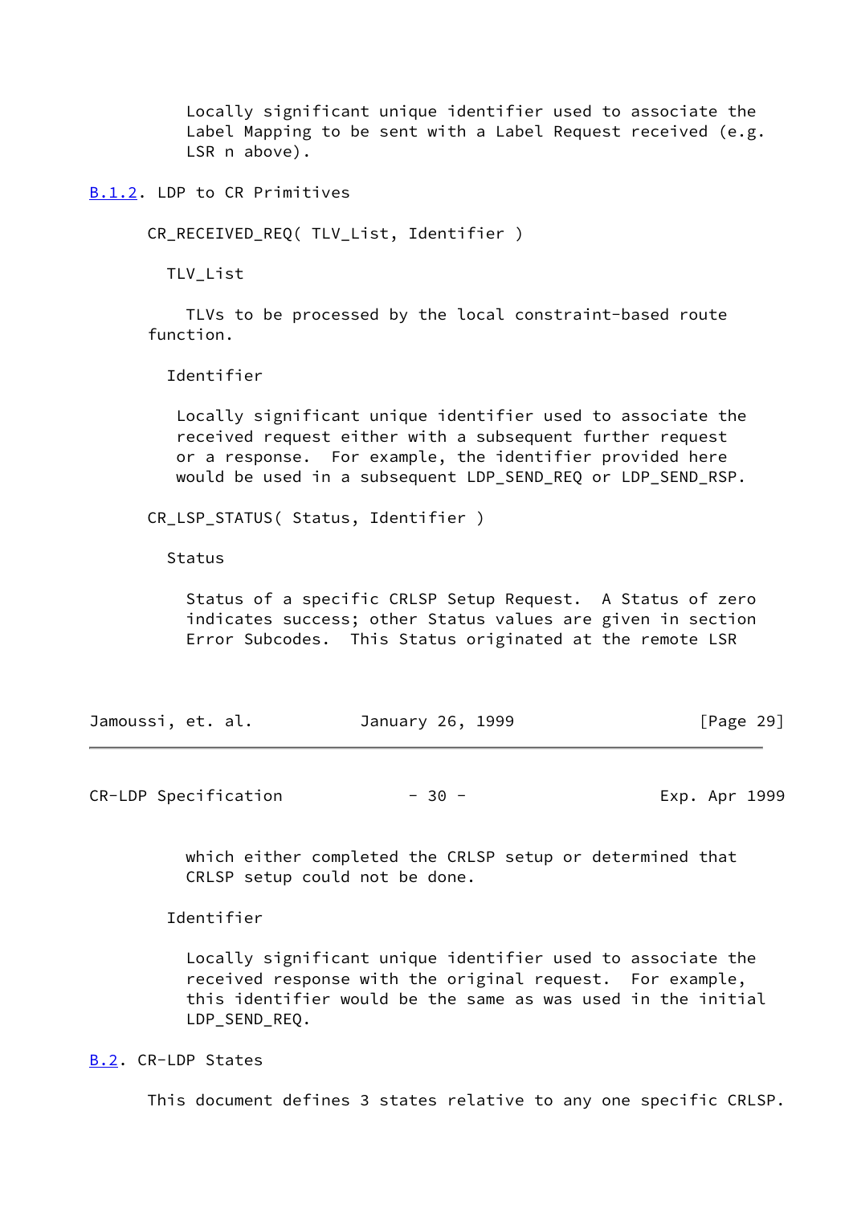Locally significant unique identifier used to associate the Label Mapping to be sent with a Label Request received (e.g. LSR n above).

### B.1.2. LDP to CR Primitives

CR_RECEIVED_REQ( TLV_List, Identifier )

TLV_List

TLVs to be processed by the local constraint-based route function.

Identifier

Locally significant unique identifier used to associate the received request either with a subsequent further request or a response. For example, the identifier provided here would be used in a subsequent LDP_SEND_REQ or LDP_SEND_RSP.

CR_LSP_STATUS( Status, Identifier )

Status

Status of a specific CRLSP Setup Request. A Status of zero indicates success; other Status values are given in section Error Subcodes. This Status originated at the remote LSR which either completed the CRLSP setup or determined that CRLSP setup could not be done.

Identifier

Locally significant unique identifier used to associate the received response with the original request. For example, this identifier would be the same as was used in the initial LDP_SEND_REQ.

## B.2. CR-LDP States

This document defines 3 states relative to any one specific CRLSP.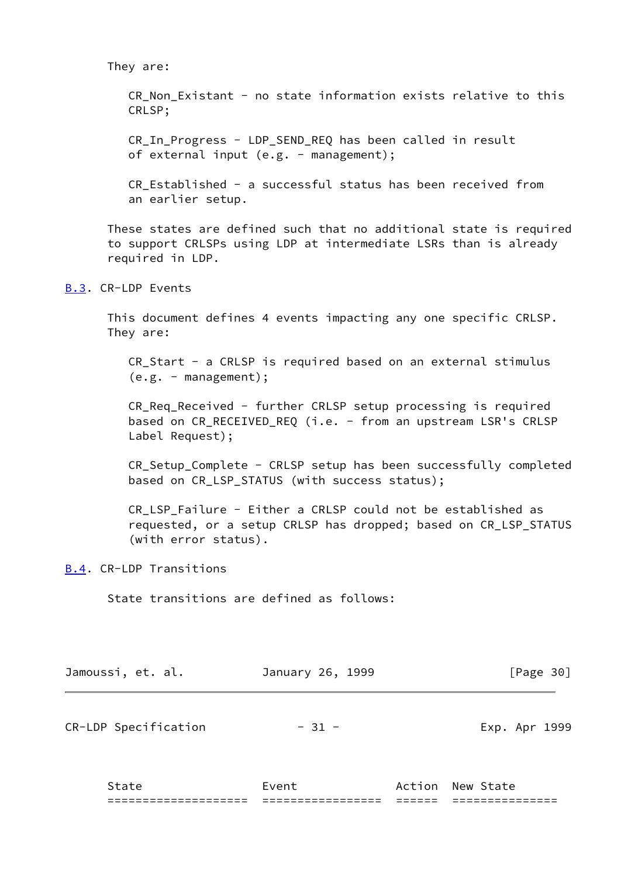They are:

CR_Non_Existant - no state information exists relative to this CRLSP;

CR_In_Progress - LDP_SEND_REQ has been called in result of external input (e.g. - management);

CR_Established - a successful status has been received from an earlier setup.

These states are defined such that no additional state is required to support CRLSPs using LDP at intermediate LSRs than is already required in LDP.

## B.3. CR-LDP Events

This document defines 4 events impacting any one specific CRLSP. They are:

CR_Start - a CRLSP is required based on an external stimulus (e.g. - management);

CR_Req_Received - further CRLSP setup processing is required based on CR_RECEIVED_REQ (i.e. - from an upstream LSR's CRLSP Label Request);

CR_Setup_Complete - CRLSP setup has been successfully completed based on CR_LSP_STATUS (with success status);

CR_LSP_Failure - Either a CRLSP could not be established as requested, or a setup CRLSP has dropped; based on CR_LSP_STATUS (with error status).

## B.4. CR-LDP Transitions

State transitions are defined as follows:

| State | Event | Action | New State |
|---|---|---|---|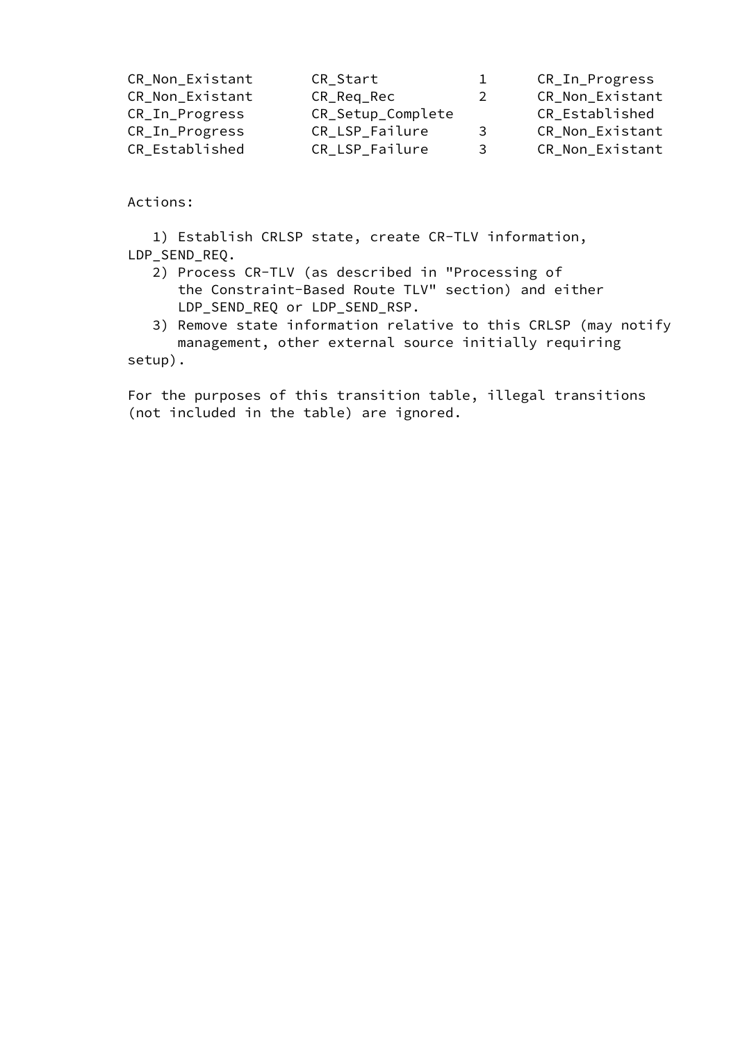```
CR_Non_Existant       CR_Start             1       CR_In_Progress
CR_Non_Existant       CR_Req_Rec           2       CR_Non_Existant
CR_In_Progress        CR_Setup_Complete            CR_Established
CR_In_Progress        CR_LSP_Failure       3       CR_Non_Existant
CR_Established        CR_LSP_Failure       3       CR_Non_Existant
```

Actions:

1) Establish CRLSP state, create CR-TLV information, LDP_SEND_REQ.
2) Process CR-TLV (as described in "Processing of the Constraint-Based Route TLV" section) and either LDP_SEND_REQ or LDP_SEND_RSP.
3) Remove state information relative to this CRLSP (may notify management, other external source initially requiring setup).

For the purposes of this transition table, illegal transitions (not included in the table) are ignored.